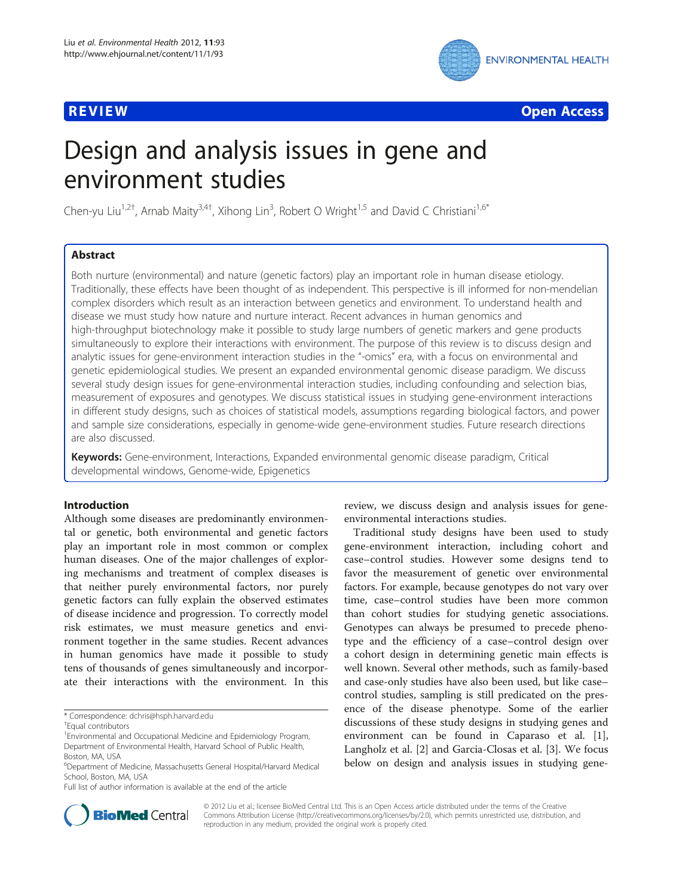**REVIEW** **Open Access**

# Design and analysis issues in gene and environment studies

Chen-yu Liu[1,2†], Arnab Maity[3,4†], Xihong Lin[3], Robert O Wright[1,5] and David C Christiani[1,6*]

## Abstract

Both nurture (environmental) and nature (genetic factors) play an important role in human disease etiology. Traditionally, these effects have been thought of as independent. This perspective is ill informed for non-mendelian complex disorders which result as an interaction between genetics and environment. To understand health and disease we must study how nature and nurture interact. Recent advances in human genomics and high-throughput biotechnology make it possible to study large numbers of genetic markers and gene products simultaneously to explore their interactions with environment. The purpose of this review is to discuss design and analytic issues for gene-environment interaction studies in the "-omics" era, with a focus on environmental and genetic epidemiological studies. We present an expanded environmental genomic disease paradigm. We discuss several study design issues for gene-environmental interaction studies, including confounding and selection bias, measurement of exposures and genotypes. We discuss statistical issues in studying gene-environment interactions in different study designs, such as choices of statistical models, assumptions regarding biological factors, and power and sample size considerations, especially in genome-wide gene-environment studies. Future research directions are also discussed.

**Keywords:** Gene-environment, Interactions, Expanded environmental genomic disease paradigm, Critical developmental windows, Genome-wide, Epigenetics

## Introduction

Although some diseases are predominantly environmental or genetic, both environmental and genetic factors play an important role in most common or complex human diseases. One of the major challenges of exploring mechanisms and treatment of complex diseases is that neither purely environmental factors, nor purely genetic factors can fully explain the observed estimates of disease incidence and progression. To correctly model risk estimates, we must measure genetics and environment together in the same studies. Recent advances in human genomics have made it possible to study tens of thousands of genes simultaneously and incorporate their interactions with the environment. In this review, we discuss design and analysis issues for gene-environmental interactions studies.

Traditional study designs have been used to study gene-environment interaction, including cohort and case–control studies. However some designs tend to favor the measurement of genetic over environmental factors. For example, because genotypes do not vary over time, case–control studies have been more common than cohort studies for studying genetic associations. Genotypes can always be presumed to precede phenotype and the efficiency of a case–control design over a cohort design in determining genetic main effects is well known. Several other methods, such as family-based and case-only studies have also been used, but like case–control studies, sampling is still predicated on the presence of the disease phenotype. Some of the earlier discussions of these study designs in studying genes and environment can be found in Caparaso et al. [1], Langholz et al. [2] and Garcia-Closas et al. [3]. We focus below on design and analysis issues in studying gene-

\* Correspondence: dchris@hsph.harvard.edu
†Equal contributors
[1]Environmental and Occupational Medicine and Epidemiology Program, Department of Environmental Health, Harvard School of Public Health, Boston, MA, USA
[6]Department of Medicine, Massachusetts General Hospital/Harvard Medical School, Boston, MA, USA
Full list of author information is available at the end of the article

© 2012 Liu et al.; licensee BioMed Central Ltd. This is an Open Access article distributed under the terms of the Creative Commons Attribution License (http://creativecommons.org/licenses/by/2.0), which permits unrestricted use, distribution, and reproduction in any medium, provided the original work is properly cited.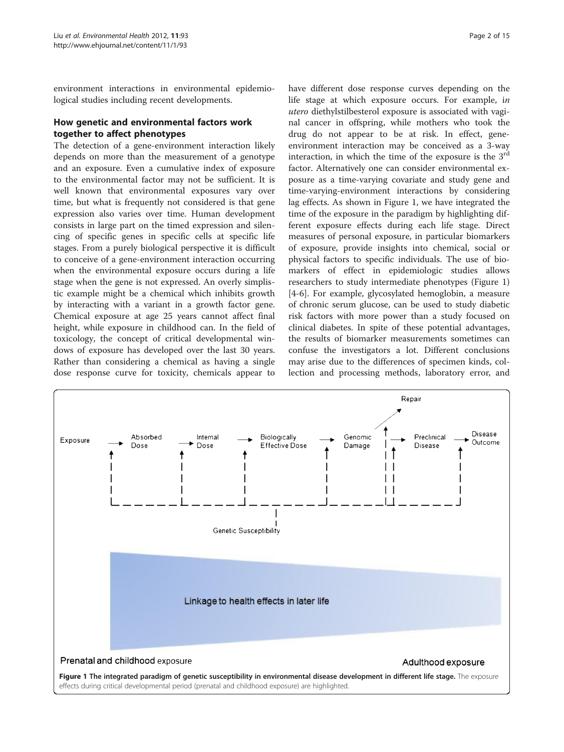environment interactions in environmental epidemiological studies including recent developments.

## How genetic and environmental factors work together to affect phenotypes

The detection of a gene-environment interaction likely depends on more than the measurement of a genotype and an exposure. Even a cumulative index of exposure to the environmental factor may not be sufficient. It is well known that environmental exposures vary over time, but what is frequently not considered is that gene expression also varies over time. Human development consists in large part on the timed expression and silencing of specific genes in specific cells at specific life stages. From a purely biological perspective it is difficult to conceive of a gene-environment interaction occurring when the environmental exposure occurs during a life stage when the gene is not expressed. An overly simplistic example might be a chemical which inhibits growth by interacting with a variant in a growth factor gene. Chemical exposure at age 25 years cannot affect final height, while exposure in childhood can. In the field of toxicology, the concept of critical developmental windows of exposure has developed over the last 30 years. Rather than considering a chemical as having a single dose response curve for toxicity, chemicals appear to have different dose response curves depending on the life stage at which exposure occurs. For example, *in utero* diethylstilbesterol exposure is associated with vaginal cancer in offspring, while mothers who took the drug do not appear to be at risk. In effect, gene-environment interaction may be conceived as a 3-way interaction, in which the time of the exposure is the 3rd factor. Alternatively one can consider environmental exposure as a time-varying covariate and study gene and time-varying-environment interactions by considering lag effects. As shown in Figure 1, we have integrated the time of the exposure in the paradigm by highlighting different exposure effects during each life stage. Direct measures of personal exposure, in particular biomarkers of exposure, provide insights into chemical, social or physical factors to specific individuals. The use of biomarkers of effect in epidemiologic studies allows researchers to study intermediate phenotypes (Figure 1) [4-6]. For example, glycosylated hemoglobin, a measure of chronic serum glucose, can be used to study diabetic risk factors with more power than a study focused on clinical diabetes. In spite of these potential advantages, the results of biomarker measurements sometimes can confuse the investigators a lot. Different conclusions may arise due to the differences of specimen kinds, collection and processing methods, laboratory error, and

Exposure → Absorbed Dose → Internal Dose → Biologically Effective Dose → Genomic Damage → Preclinical Disease → Disease Outcome

Repair

Genetic Susceptibility

Linkage to health effects in later life

Prenatal and childhood exposure

Adulthood exposure

**Figure 1 The integrated paradigm of genetic susceptibility in environmental disease development in different life stage.** The exposure effects during critical developmental period (prenatal and childhood exposure) are highlighted.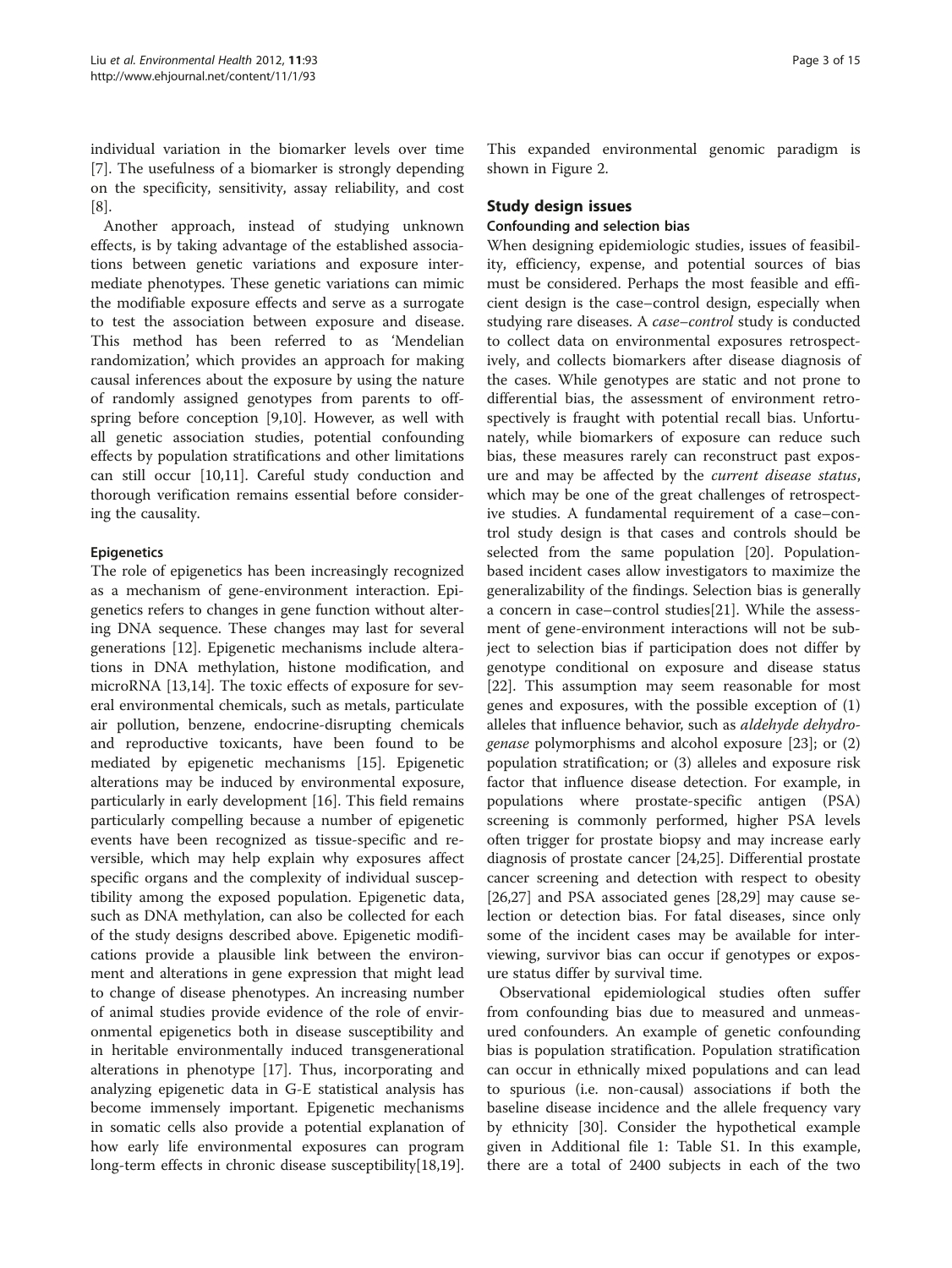individual variation in the biomarker levels over time [7]. The usefulness of a biomarker is strongly depending on the specificity, sensitivity, assay reliability, and cost [8].

Another approach, instead of studying unknown effects, is by taking advantage of the established associations between genetic variations and exposure intermediate phenotypes. These genetic variations can mimic the modifiable exposure effects and serve as a surrogate to test the association between exposure and disease. This method has been referred to as 'Mendelian randomization', which provides an approach for making causal inferences about the exposure by using the nature of randomly assigned genotypes from parents to offspring before conception [9,10]. However, as well with all genetic association studies, potential confounding effects by population stratifications and other limitations can still occur [10,11]. Careful study conduction and thorough verification remains essential before considering the causality.

### Epigenetics

The role of epigenetics has been increasingly recognized as a mechanism of gene-environment interaction. Epigenetics refers to changes in gene function without altering DNA sequence. These changes may last for several generations [12]. Epigenetic mechanisms include alterations in DNA methylation, histone modification, and microRNA [13,14]. The toxic effects of exposure for several environmental chemicals, such as metals, particulate air pollution, benzene, endocrine-disrupting chemicals and reproductive toxicants, have been found to be mediated by epigenetic mechanisms [15]. Epigenetic alterations may be induced by environmental exposure, particularly in early development [16]. This field remains particularly compelling because a number of epigenetic events have been recognized as tissue-specific and reversible, which may help explain why exposures affect specific organs and the complexity of individual susceptibility among the exposed population. Epigenetic data, such as DNA methylation, can also be collected for each of the study designs described above. Epigenetic modifications provide a plausible link between the environment and alterations in gene expression that might lead to change of disease phenotypes. An increasing number of animal studies provide evidence of the role of environmental epigenetics both in disease susceptibility and in heritable environmentally induced transgenerational alterations in phenotype [17]. Thus, incorporating and analyzing epigenetic data in G-E statistical analysis has become immensely important. Epigenetic mechanisms in somatic cells also provide a potential explanation of how early life environmental exposures can program long-term effects in chronic disease susceptibility[18,19]. This expanded environmental genomic paradigm is shown in Figure 2.

## Study design issues

### Confounding and selection bias

When designing epidemiologic studies, issues of feasibility, efficiency, expense, and potential sources of bias must be considered. Perhaps the most feasible and efficient design is the case–control design, especially when studying rare diseases. A *case–control* study is conducted to collect data on environmental exposures retrospectively, and collects biomarkers after disease diagnosis of the cases. While genotypes are static and not prone to differential bias, the assessment of environment retrospectively is fraught with potential recall bias. Unfortunately, while biomarkers of exposure can reduce such bias, these measures rarely can reconstruct past exposure and may be affected by the *current disease status*, which may be one of the great challenges of retrospective studies. A fundamental requirement of a case–control study design is that cases and controls should be selected from the same population [20]. Population-based incident cases allow investigators to maximize the generalizability of the findings. Selection bias is generally a concern in case–control studies[21]. While the assessment of gene-environment interactions will not be subject to selection bias if participation does not differ by genotype conditional on exposure and disease status [22]. This assumption may seem reasonable for most genes and exposures, with the possible exception of (1) alleles that influence behavior, such as *aldehyde dehydrogenase* polymorphisms and alcohol exposure [23]; or (2) population stratification; or (3) alleles and exposure risk factor that influence disease detection. For example, in populations where prostate-specific antigen (PSA) screening is commonly performed, higher PSA levels often trigger for prostate biopsy and may increase early diagnosis of prostate cancer [24,25]. Differential prostate cancer screening and detection with respect to obesity [26,27] and PSA associated genes [28,29] may cause selection or detection bias. For fatal diseases, since only some of the incident cases may be available for interviewing, survivor bias can occur if genotypes or exposure status differ by survival time.

Observational epidemiological studies often suffer from confounding bias due to measured and unmeasured confounders. An example of genetic confounding bias is population stratification. Population stratification can occur in ethnically mixed populations and can lead to spurious (i.e. non-causal) associations if both the baseline disease incidence and the allele frequency vary by ethnicity [30]. Consider the hypothetical example given in Additional file 1: Table S1. In this example, there are a total of 2400 subjects in each of the two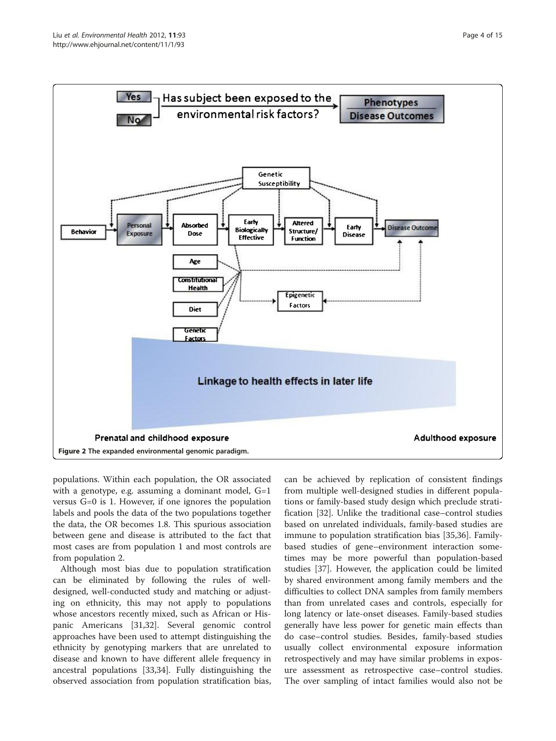Figure 2 The expanded environmental genomic paradigm.

populations. Within each population, the OR associated with a genotype, e.g. assuming a dominant model, G=1 versus G=0 is 1. However, if one ignores the population labels and pools the data of the two populations together the data, the OR becomes 1.8. This spurious association between gene and disease is attributed to the fact that most cases are from population 1 and most controls are from population 2.

Although most bias due to population stratification can be eliminated by following the rules of well-designed, well-conducted study and matching or adjusting on ethnicity, this may not apply to populations whose ancestors recently mixed, such as African or Hispanic Americans [31,32]. Several genomic control approaches have been used to attempt distinguishing the ethnicity by genotyping markers that are unrelated to disease and known to have different allele frequency in ancestral populations [33,34]. Fully distinguishing the observed association from population stratification bias, can be achieved by replication of consistent findings from multiple well-designed studies in different populations or family-based study design which preclude stratification [32]. Unlike the traditional case–control studies based on unrelated individuals, family-based studies are immune to population stratification bias [35,36]. Family-based studies of gene–environment interaction sometimes may be more powerful than population-based studies [37]. However, the application could be limited by shared environment among family members and the difficulties to collect DNA samples from family members than from unrelated cases and controls, especially for long latency or late-onset diseases. Family-based studies generally have less power for genetic main effects than do case–control studies. Besides, family-based studies usually collect environmental exposure information retrospectively and may have similar problems in exposure assessment as retrospective case–control studies. The over sampling of intact families would also not be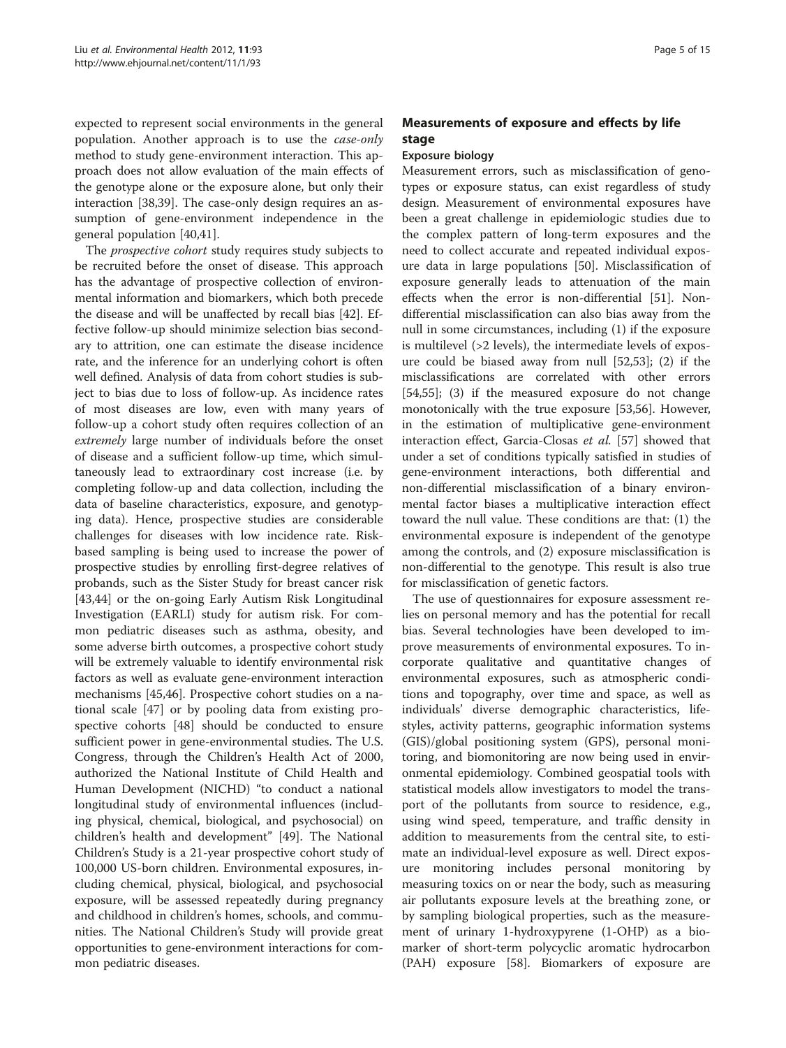expected to represent social environments in the general population. Another approach is to use the *case-only* method to study gene-environment interaction. This approach does not allow evaluation of the main effects of the genotype alone or the exposure alone, but only their interaction [38,39]. The case-only design requires an assumption of gene-environment independence in the general population [40,41].

The *prospective cohort* study requires study subjects to be recruited before the onset of disease. This approach has the advantage of prospective collection of environmental information and biomarkers, which both precede the disease and will be unaffected by recall bias [42]. Effective follow-up should minimize selection bias secondary to attrition, one can estimate the disease incidence rate, and the inference for an underlying cohort is often well defined. Analysis of data from cohort studies is subject to bias due to loss of follow-up. As incidence rates of most diseases are low, even with many years of follow-up a cohort study often requires collection of an *extremely* large number of individuals before the onset of disease and a sufficient follow-up time, which simultaneously lead to extraordinary cost increase (i.e. by completing follow-up and data collection, including the data of baseline characteristics, exposure, and genotyping data). Hence, prospective studies are considerable challenges for diseases with low incidence rate. Risk-based sampling is being used to increase the power of prospective studies by enrolling first-degree relatives of probands, such as the Sister Study for breast cancer risk [43,44] or the on-going Early Autism Risk Longitudinal Investigation (EARLI) study for autism risk. For common pediatric diseases such as asthma, obesity, and some adverse birth outcomes, a prospective cohort study will be extremely valuable to identify environmental risk factors as well as evaluate gene-environment interaction mechanisms [45,46]. Prospective cohort studies on a national scale [47] or by pooling data from existing prospective cohorts [48] should be conducted to ensure sufficient power in gene-environmental studies. The U.S. Congress, through the Children's Health Act of 2000, authorized the National Institute of Child Health and Human Development (NICHD) "to conduct a national longitudinal study of environmental influences (including physical, chemical, biological, and psychosocial) on children's health and development" [49]. The National Children's Study is a 21-year prospective cohort study of 100,000 US-born children. Environmental exposures, including chemical, physical, biological, and psychosocial exposure, will be assessed repeatedly during pregnancy and childhood in children's homes, schools, and communities. The National Children's Study will provide great opportunities to gene-environment interactions for common pediatric diseases.

## Measurements of exposure and effects by life stage

### Exposure biology

Measurement errors, such as misclassification of genotypes or exposure status, can exist regardless of study design. Measurement of environmental exposures have been a great challenge in epidemiologic studies due to the complex pattern of long-term exposures and the need to collect accurate and repeated individual exposure data in large populations [50]. Misclassification of exposure generally leads to attenuation of the main effects when the error is non-differential [51]. Non-differential misclassification can also bias away from the null in some circumstances, including (1) if the exposure is multilevel (>2 levels), the intermediate levels of exposure could be biased away from null [52,53]; (2) if the misclassifications are correlated with other errors [54,55]; (3) if the measured exposure do not change monotonically with the true exposure [53,56]. However, in the estimation of multiplicative gene-environment interaction effect, Garcia-Closas *et al.* [57] showed that under a set of conditions typically satisfied in studies of gene-environment interactions, both differential and non-differential misclassification of a binary environmental factor biases a multiplicative interaction effect toward the null value. These conditions are that: (1) the environmental exposure is independent of the genotype among the controls, and (2) exposure misclassification is non-differential to the genotype. This result is also true for misclassification of genetic factors.

The use of questionnaires for exposure assessment relies on personal memory and has the potential for recall bias. Several technologies have been developed to improve measurements of environmental exposures. To incorporate qualitative and quantitative changes of environmental exposures, such as atmospheric conditions and topography, over time and space, as well as individuals' diverse demographic characteristics, lifestyles, activity patterns, geographic information systems (GIS)/global positioning system (GPS), personal monitoring, and biomonitoring are now being used in environmental epidemiology. Combined geospatial tools with statistical models allow investigators to model the transport of the pollutants from source to residence, e.g., using wind speed, temperature, and traffic density in addition to measurements from the central site, to estimate an individual-level exposure as well. Direct exposure monitoring includes personal monitoring by measuring toxics on or near the body, such as measuring air pollutants exposure levels at the breathing zone, or by sampling biological properties, such as the measurement of urinary 1-hydroxypyrene (1-OHP) as a biomarker of short-term polycyclic aromatic hydrocarbon (PAH) exposure [58]. Biomarkers of exposure are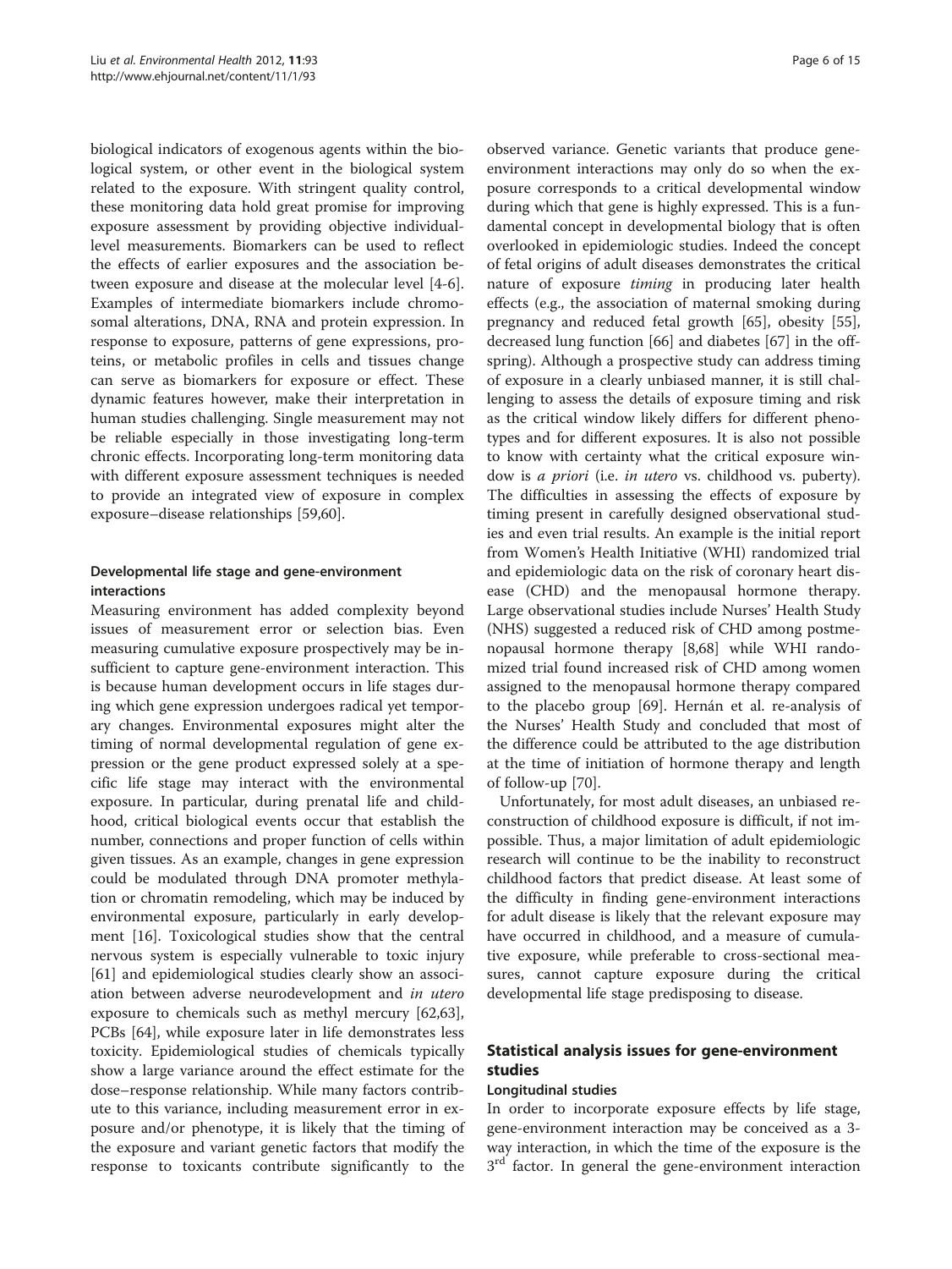biological indicators of exogenous agents within the biological system, or other event in the biological system related to the exposure. With stringent quality control, these monitoring data hold great promise for improving exposure assessment by providing objective individual-level measurements. Biomarkers can be used to reflect the effects of earlier exposures and the association between exposure and disease at the molecular level [4-6]. Examples of intermediate biomarkers include chromosomal alterations, DNA, RNA and protein expression. In response to exposure, patterns of gene expressions, proteins, or metabolic profiles in cells and tissues change can serve as biomarkers for exposure or effect. These dynamic features however, make their interpretation in human studies challenging. Single measurement may not be reliable especially in those investigating long-term chronic effects. Incorporating long-term monitoring data with different exposure assessment techniques is needed to provide an integrated view of exposure in complex exposure–disease relationships [59,60].

### Developmental life stage and gene-environment interactions

Measuring environment has added complexity beyond issues of measurement error or selection bias. Even measuring cumulative exposure prospectively may be insufficient to capture gene-environment interaction. This is because human development occurs in life stages during which gene expression undergoes radical yet temporary changes. Environmental exposures might alter the timing of normal developmental regulation of gene expression or the gene product expressed solely at a specific life stage may interact with the environmental exposure. In particular, during prenatal life and childhood, critical biological events occur that establish the number, connections and proper function of cells within given tissues. As an example, changes in gene expression could be modulated through DNA promoter methylation or chromatin remodeling, which may be induced by environmental exposure, particularly in early development [16]. Toxicological studies show that the central nervous system is especially vulnerable to toxic injury [61] and epidemiological studies clearly show an association between adverse neurodevelopment and *in utero* exposure to chemicals such as methyl mercury [62,63], PCBs [64], while exposure later in life demonstrates less toxicity. Epidemiological studies of chemicals typically show a large variance around the effect estimate for the dose–response relationship. While many factors contribute to this variance, including measurement error in exposure and/or phenotype, it is likely that the timing of the exposure and variant genetic factors that modify the response to toxicants contribute significantly to the observed variance. Genetic variants that produce gene-environment interactions may only do so when the exposure corresponds to a critical developmental window during which that gene is highly expressed. This is a fundamental concept in developmental biology that is often overlooked in epidemiologic studies. Indeed the concept of fetal origins of adult diseases demonstrates the critical nature of exposure *timing* in producing later health effects (e.g., the association of maternal smoking during pregnancy and reduced fetal growth [65], obesity [55], decreased lung function [66] and diabetes [67] in the offspring). Although a prospective study can address timing of exposure in a clearly unbiased manner, it is still challenging to assess the details of exposure timing and risk as the critical window likely differs for different phenotypes and for different exposures. It is also not possible to know with certainty what the critical exposure window is *a priori* (i.e. *in utero* vs. childhood vs. puberty). The difficulties in assessing the effects of exposure by timing present in carefully designed observational studies and even trial results. An example is the initial report from Women's Health Initiative (WHI) randomized trial and epidemiologic data on the risk of coronary heart disease (CHD) and the menopausal hormone therapy. Large observational studies include Nurses' Health Study (NHS) suggested a reduced risk of CHD among postmenopausal hormone therapy [8,68] while WHI randomized trial found increased risk of CHD among women assigned to the menopausal hormone therapy compared to the placebo group [69]. Hernán et al. re-analysis of the Nurses' Health Study and concluded that most of the difference could be attributed to the age distribution at the time of initiation of hormone therapy and length of follow-up [70].

Unfortunately, for most adult diseases, an unbiased reconstruction of childhood exposure is difficult, if not impossible. Thus, a major limitation of adult epidemiologic research will continue to be the inability to reconstruct childhood factors that predict disease. At least some of the difficulty in finding gene-environment interactions for adult disease is likely that the relevant exposure may have occurred in childhood, and a measure of cumulative exposure, while preferable to cross-sectional measures, cannot capture exposure during the critical developmental life stage predisposing to disease.

## Statistical analysis issues for gene-environment studies

### Longitudinal studies

In order to incorporate exposure effects by life stage, gene-environment interaction may be conceived as a 3-way interaction, in which the time of the exposure is the 3rd factor. In general the gene-environment interaction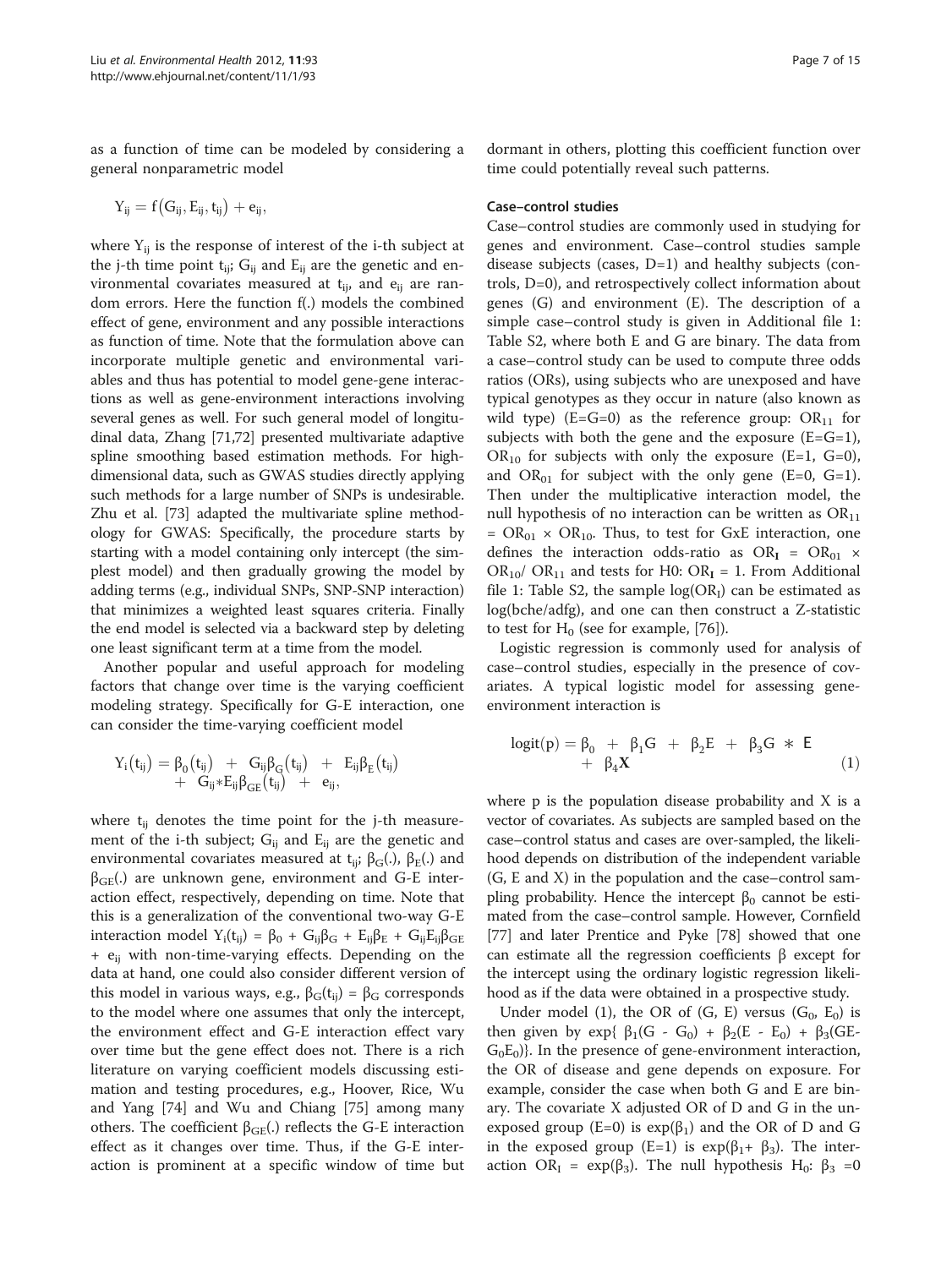as a function of time can be modeled by considering a general nonparametric model

$$Y_{ij} = f(G_{ij}, E_{ij}, t_{ij}) + e_{ij},$$

where $Y_{ij}$ is the response of interest of the i-th subject at the j-th time point $t_{ij}$; $G_{ij}$ and $E_{ij}$ are the genetic and environmental covariates measured at $t_{ij}$, and $e_{ij}$ are random errors. Here the function f(.) models the combined effect of gene, environment and any possible interactions as function of time. Note that the formulation above can incorporate multiple genetic and environmental variables and thus has potential to model gene-gene interactions as well as gene-environment interactions involving several genes as well. For such general model of longitudinal data, Zhang [71,72] presented multivariate adaptive spline smoothing based estimation methods. For high-dimensional data, such as GWAS studies directly applying such methods for a large number of SNPs is undesirable. Zhu et al. [73] adapted the multivariate spline methodology for GWAS: Specifically, the procedure starts by starting with a model containing only intercept (the simplest model) and then gradually growing the model by adding terms (e.g., individual SNPs, SNP-SNP interaction) that minimizes a weighted least squares criteria. Finally the end model is selected via a backward step by deleting one least significant term at a time from the model.

Another popular and useful approach for modeling factors that change over time is the varying coefficient modeling strategy. Specifically for G-E interaction, one can consider the time-varying coefficient model

$$Y_i(t_{ij}) = \beta_0(t_{ij}) + G_{ij}\beta_G(t_{ij}) + E_{ij}\beta_E(t_{ij}) + G_{ij} * E_{ij}\beta_{GE}(t_{ij}) + e_{ij},$$

where $t_{ij}$ denotes the time point for the j-th measurement of the i-th subject; $G_{ij}$ and $E_{ij}$ are the genetic and environmental covariates measured at $t_{ij}$; $\beta_G(.)$, $\beta_E(.)$ and $\beta_{GE}(.)$ are unknown gene, environment and G-E interaction effect, respectively, depending on time. Note that this is a generalization of the conventional two-way G-E interaction model $Y_i(t_{ij}) = \beta_0 + G_{ij}\beta_G + E_{ij}\beta_E + G_{ij}E_{ij}\beta_{GE} + e_{ij}$ with non-time-varying effects. Depending on the data at hand, one could also consider different version of this model in various ways, e.g., $\beta_G(t_{ij}) = \beta_G$ corresponds to the model where one assumes that only the intercept, the environment effect and G-E interaction effect vary over time but the gene effect does not. There is a rich literature on varying coefficient models discussing estimation and testing procedures, e.g., Hoover, Rice, Wu and Yang [74] and Wu and Chiang [75] among many others. The coefficient $\beta_{GE}(.)$ reflects the G-E interaction effect as it changes over time. Thus, if the G-E interaction is prominent at a specific window of time but dormant in others, plotting this coefficient function over time could potentially reveal such patterns.

#### Case–control studies

Case–control studies are commonly used in studying for genes and environment. Case–control studies sample disease subjects (cases, D=1) and healthy subjects (controls, D=0), and retrospectively collect information about genes (G) and environment (E). The description of a simple case–control study is given in Additional file 1: Table S2, where both E and G are binary. The data from a case–control study can be used to compute three odds ratios (ORs), using subjects who are unexposed and have typical genotypes as they occur in nature (also known as wild type) (E=G=0) as the reference group: $OR_{11}$ for subjects with both the gene and the exposure (E=G=1), $OR_{10}$ for subjects with only the exposure (E=1, G=0), and $OR_{01}$ for subject with the only gene (E=0, G=1). Then under the multiplicative interaction model, the null hypothesis of no interaction can be written as $OR_{11} = OR_{01} \times OR_{10}$. Thus, to test for GxE interaction, one defines the interaction odds-ratio as $OR_I = OR_{01} \times OR_{10} / OR_{11}$ and tests for H0: $OR_I = 1$. From Additional file 1: Table S2, the sample $\log(OR_I)$ can be estimated as log(bche/adfg), and one can then construct a Z-statistic to test for $H_0$ (see for example, [76]).

Logistic regression is commonly used for analysis of case–control studies, especially in the presence of covariates. A typical logistic model for assessing gene-environment interaction is

$$\text{logit}(p) = \beta_0 + \beta_1 G + \beta_2 E + \beta_3 G * E + \beta_4 \mathbf{X} \quad (1)$$

where p is the population disease probability and X is a vector of covariates. As subjects are sampled based on the case–control status and cases are over-sampled, the likelihood depends on distribution of the independent variable (G, E and X) in the population and the case–control sampling probability. Hence the intercept $\beta_0$ cannot be estimated from the case–control sample. However, Cornfield [77] and later Prentice and Pyke [78] showed that one can estimate all the regression coefficients β except for the intercept using the ordinary logistic regression likelihood as if the data were obtained in a prospective study.

Under model (1), the OR of (G, E) versus ($G_0$, $E_0$) is then given by $\exp\{\beta_1(G - G_0) + \beta_2(E - E_0) + \beta_3(GE - G_0E_0)\}$. In the presence of gene-environment interaction, the OR of disease and gene depends on exposure. For example, consider the case when both G and E are binary. The covariate X adjusted OR of D and G in the unexposed group (E=0) is $\exp(\beta_1)$ and the OR of D and G in the exposed group (E=1) is $\exp(\beta_1 + \beta_3)$. The interaction $OR_I = \exp(\beta_3)$. The null hypothesis $H_0$: $\beta_3 = 0$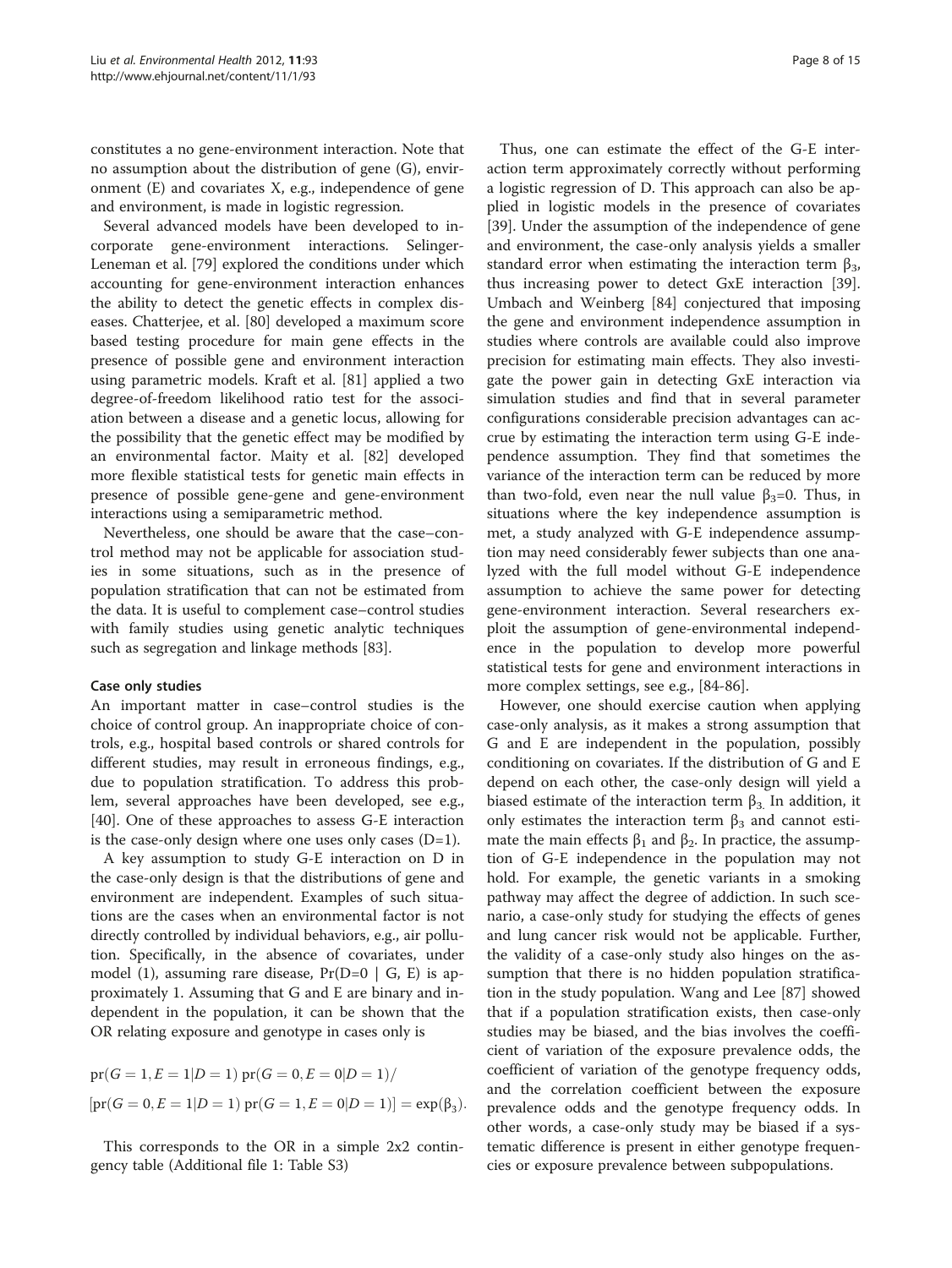constitutes a no gene-environment interaction. Note that no assumption about the distribution of gene (G), environment (E) and covariates X, e.g., independence of gene and environment, is made in logistic regression.

Several advanced models have been developed to incorporate gene-environment interactions. Selinger-Leneman et al. [79] explored the conditions under which accounting for gene-environment interaction enhances the ability to detect the genetic effects in complex diseases. Chatterjee, et al. [80] developed a maximum score based testing procedure for main gene effects in the presence of possible gene and environment interaction using parametric models. Kraft et al. [81] applied a two degree-of-freedom likelihood ratio test for the association between a disease and a genetic locus, allowing for the possibility that the genetic effect may be modified by an environmental factor. Maity et al. [82] developed more flexible statistical tests for genetic main effects in presence of possible gene-gene and gene-environment interactions using a semiparametric method.

Nevertheless, one should be aware that the case–control method may not be applicable for association studies in some situations, such as in the presence of population stratification that can not be estimated from the data. It is useful to complement case–control studies with family studies using genetic analytic techniques such as segregation and linkage methods [83].

### Case only studies

An important matter in case–control studies is the choice of control group. An inappropriate choice of controls, e.g., hospital based controls or shared controls for different studies, may result in erroneous findings, e.g., due to population stratification. To address this problem, several approaches have been developed, see e.g., [40]. One of these approaches to assess G-E interaction is the case-only design where one uses only cases (D=1).

A key assumption to study G-E interaction on D in the case-only design is that the distributions of gene and environment are independent. Examples of such situations are the cases when an environmental factor is not directly controlled by individual behaviors, e.g., air pollution. Specifically, in the absence of covariates, under model (1), assuming rare disease, $\Pr(D=0 \mid G, E)$ is approximately 1. Assuming that G and E are binary and independent in the population, it can be shown that the OR relating exposure and genotype in cases only is

$$\mathrm{pr}(G=1, E=1|D=1)\,\mathrm{pr}(G=0, E=0|D=1)/$$
$$[\mathrm{pr}(G=0, E=1|D=1)\,\mathrm{pr}(G=1, E=0|D=1)] = \exp(\beta_3).$$

This corresponds to the OR in a simple 2x2 contingency table (Additional file 1: Table S3)

Thus, one can estimate the effect of the G-E interaction term approximately correctly without performing a logistic regression of D. This approach can also be applied in logistic models in the presence of covariates [39]. Under the assumption of the independence of gene and environment, the case-only analysis yields a smaller standard error when estimating the interaction term $\beta_3$, thus increasing power to detect GxE interaction [39]. Umbach and Weinberg [84] conjectured that imposing the gene and environment independence assumption in studies where controls are available could also improve precision for estimating main effects. They also investigate the power gain in detecting GxE interaction via simulation studies and find that in several parameter configurations considerable precision advantages can accrue by estimating the interaction term using G-E independence assumption. They find that sometimes the variance of the interaction term can be reduced by more than two-fold, even near the null value $\beta_3=0$. Thus, in situations where the key independence assumption is met, a study analyzed with G-E independence assumption may need considerably fewer subjects than one analyzed with the full model without G-E independence assumption to achieve the same power for detecting gene-environment interaction. Several researchers exploit the assumption of gene-environmental independence in the population to develop more powerful statistical tests for gene and environment interactions in more complex settings, see e.g., [84-86].

However, one should exercise caution when applying case-only analysis, as it makes a strong assumption that G and E are independent in the population, possibly conditioning on covariates. If the distribution of G and E depend on each other, the case-only design will yield a biased estimate of the interaction term $\beta_3$. In addition, it only estimates the interaction term $\beta_3$ and cannot estimate the main effects $\beta_1$ and $\beta_2$. In practice, the assumption of G-E independence in the population may not hold. For example, the genetic variants in a smoking pathway may affect the degree of addiction. In such scenario, a case-only study for studying the effects of genes and lung cancer risk would not be applicable. Further, the validity of a case-only study also hinges on the assumption that there is no hidden population stratification in the study population. Wang and Lee [87] showed that if a population stratification exists, then case-only studies may be biased, and the bias involves the coefficient of variation of the exposure prevalence odds, the coefficient of variation of the genotype frequency odds, and the correlation coefficient between the exposure prevalence odds and the genotype frequency odds. In other words, a case-only study may be biased if a systematic difference is present in either genotype frequencies or exposure prevalence between subpopulations.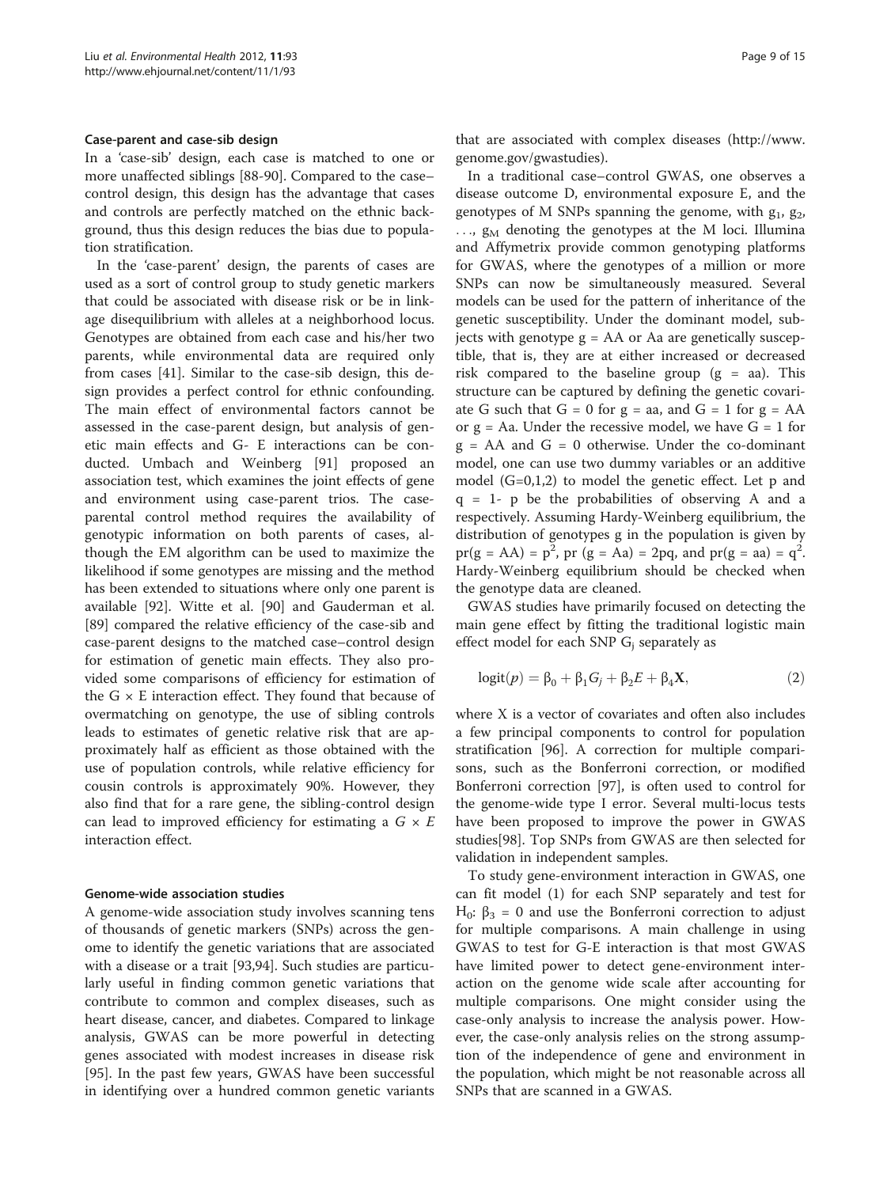### Case-parent and case-sib design

In a 'case-sib' design, each case is matched to one or more unaffected siblings [88-90]. Compared to the case–control design, this design has the advantage that cases and controls are perfectly matched on the ethnic background, thus this design reduces the bias due to population stratification.

In the 'case-parent' design, the parents of cases are used as a sort of control group to study genetic markers that could be associated with disease risk or be in linkage disequilibrium with alleles at a neighborhood locus. Genotypes are obtained from each case and his/her two parents, while environmental data are required only from cases [41]. Similar to the case-sib design, this design provides a perfect control for ethnic confounding. The main effect of environmental factors cannot be assessed in the case-parent design, but analysis of genetic main effects and G- E interactions can be conducted. Umbach and Weinberg [91] proposed an association test, which examines the joint effects of gene and environment using case-parent trios. The case-parental control method requires the availability of genotypic information on both parents of cases, although the EM algorithm can be used to maximize the likelihood if some genotypes are missing and the method has been extended to situations where only one parent is available [92]. Witte et al. [90] and Gauderman et al. [89] compared the relative efficiency of the case-sib and case-parent designs to the matched case–control design for estimation of genetic main effects. They also provided some comparisons of efficiency for estimation of the G × E interaction effect. They found that because of overmatching on genotype, the use of sibling controls leads to estimates of genetic relative risk that are approximately half as efficient as those obtained with the use of population controls, while relative efficiency for cousin controls is approximately 90%. However, they also find that for a rare gene, the sibling-control design can lead to improved efficiency for estimating a $G \times E$ interaction effect.

### Genome-wide association studies

A genome-wide association study involves scanning tens of thousands of genetic markers (SNPs) across the genome to identify the genetic variations that are associated with a disease or a trait [93,94]. Such studies are particularly useful in finding common genetic variations that contribute to common and complex diseases, such as heart disease, cancer, and diabetes. Compared to linkage analysis, GWAS can be more powerful in detecting genes associated with modest increases in disease risk [95]. In the past few years, GWAS have been successful in identifying over a hundred common genetic variants that are associated with complex diseases (http://www.genome.gov/gwastudies).

In a traditional case–control GWAS, one observes a disease outcome D, environmental exposure E, and the genotypes of M SNPs spanning the genome, with $g_1$, $g_2$, ..., $g_M$ denoting the genotypes at the M loci. Illumina and Affymetrix provide common genotyping platforms for GWAS, where the genotypes of a million or more SNPs can now be simultaneously measured. Several models can be used for the pattern of inheritance of the genetic susceptibility. Under the dominant model, subjects with genotype g = AA or Aa are genetically susceptible, that is, they are at either increased or decreased risk compared to the baseline group (g = aa). This structure can be captured by defining the genetic covariate G such that G = 0 for g = aa, and G = 1 for g = AA or g = Aa. Under the recessive model, we have G = 1 for g = AA and G = 0 otherwise. Under the co-dominant model, one can use two dummy variables or an additive model (G=0,1,2) to model the genetic effect. Let p and q = 1- p be the probabilities of observing A and a respectively. Assuming Hardy-Weinberg equilibrium, the distribution of genotypes g in the population is given by $pr(g = AA) = p^2$, $pr(g = Aa) = 2pq$, and $pr(g = aa) = q^2$. Hardy-Weinberg equilibrium should be checked when the genotype data are cleaned.

GWAS studies have primarily focused on detecting the main gene effect by fitting the traditional logistic main effect model for each SNP $G_j$ separately as

$$\text{logit}(p) = \beta_0 + \beta_1 G_j + \beta_2 E + \beta_4 \mathbf{X}, \tag{2}$$

where X is a vector of covariates and often also includes a few principal components to control for population stratification [96]. A correction for multiple comparisons, such as the Bonferroni correction, or modified Bonferroni correction [97], is often used to control for the genome-wide type I error. Several multi-locus tests have been proposed to improve the power in GWAS studies[98]. Top SNPs from GWAS are then selected for validation in independent samples.

To study gene-environment interaction in GWAS, one can fit model (1) for each SNP separately and test for $H_0$: $\beta_3 = 0$ and use the Bonferroni correction to adjust for multiple comparisons. A main challenge in using GWAS to test for G-E interaction is that most GWAS have limited power to detect gene-environment interaction on the genome wide scale after accounting for multiple comparisons. One might consider using the case-only analysis to increase the analysis power. However, the case-only analysis relies on the strong assumption of the independence of gene and environment in the population, which might be not reasonable across all SNPs that are scanned in a GWAS.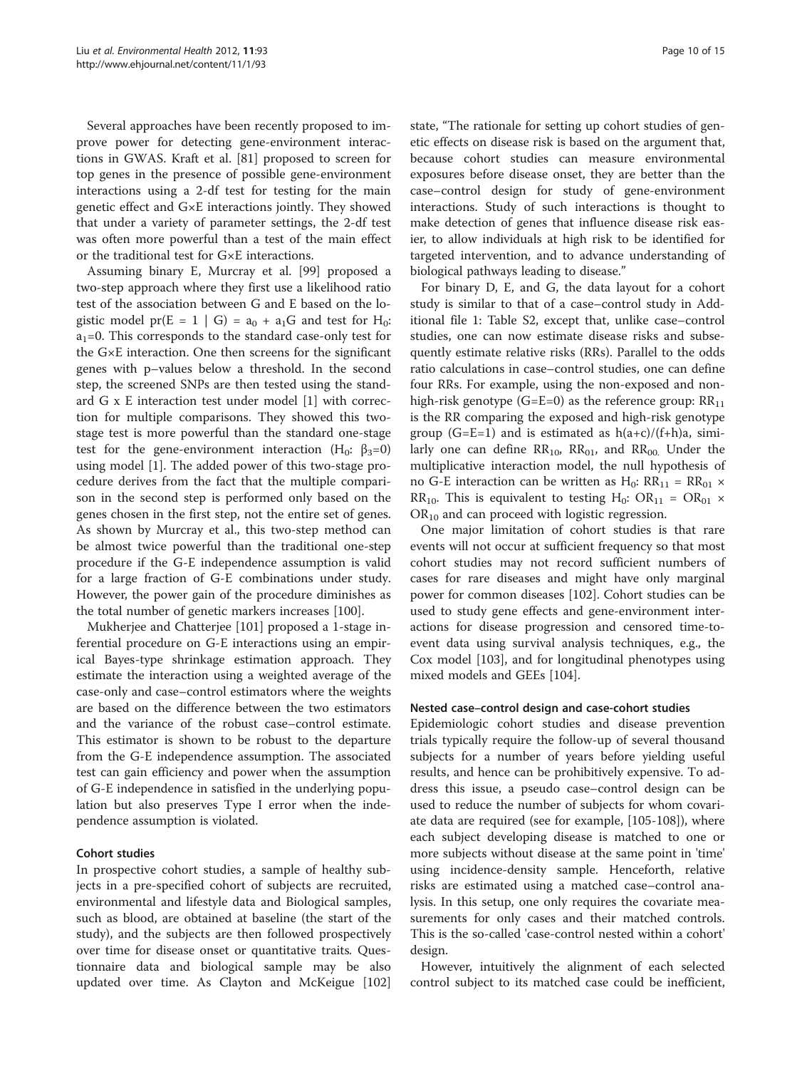Several approaches have been recently proposed to improve power for detecting gene-environment interactions in GWAS. Kraft et al. [81] proposed to screen for top genes in the presence of possible gene-environment interactions using a 2-df test for testing for the main genetic effect and G×E interactions jointly. They showed that under a variety of parameter settings, the 2-df test was often more powerful than a test of the main effect or the traditional test for G×E interactions.

Assuming binary E, Murcray et al. [99] proposed a two-step approach where they first use a likelihood ratio test of the association between G and E based on the logistic model $pr(E = 1 \mid G) = a_0 + a_1 G$ and test for $H_0$: $a_1=0$. This corresponds to the standard case-only test for the G×E interaction. One then screens for the significant genes with p–values below a threshold. In the second step, the screened SNPs are then tested using the standard G x E interaction test under model [1] with correction for multiple comparisons. They showed this two-stage test is more powerful than the standard one-stage test for the gene-environment interaction ($H_0$: $\beta_3=0$) using model [1]. The added power of this two-stage procedure derives from the fact that the multiple comparison in the second step is performed only based on the genes chosen in the first step, not the entire set of genes. As shown by Murcray et al., this two-step method can be almost twice powerful than the traditional one-step procedure if the G-E independence assumption is valid for a large fraction of G-E combinations under study. However, the power gain of the procedure diminishes as the total number of genetic markers increases [100].

Mukherjee and Chatterjee [101] proposed a 1-stage inferential procedure on G-E interactions using an empirical Bayes-type shrinkage estimation approach. They estimate the interaction using a weighted average of the case-only and case–control estimators where the weights are based on the difference between the two estimators and the variance of the robust case–control estimate. This estimator is shown to be robust to the departure from the G-E independence assumption. The associated test can gain efficiency and power when the assumption of G-E independence in satisfied in the underlying population but also preserves Type I error when the independence assumption is violated.

#### Cohort studies

In prospective cohort studies, a sample of healthy subjects in a pre-specified cohort of subjects are recruited, environmental and lifestyle data and Biological samples, such as blood, are obtained at baseline (the start of the study), and the subjects are then followed prospectively over time for disease onset or quantitative traits. Questionnaire data and biological sample may be also updated over time. As Clayton and McKeigue [102] state, "The rationale for setting up cohort studies of genetic effects on disease risk is based on the argument that, because cohort studies can measure environmental exposures before disease onset, they are better than the case–control design for study of gene-environment interactions. Study of such interactions is thought to make detection of genes that influence disease risk easier, to allow individuals at high risk to be identified for targeted intervention, and to advance understanding of biological pathways leading to disease."

For binary D, E, and G, the data layout for a cohort study is similar to that of a case–control study in Additional file 1: Table S2, except that, unlike case–control studies, one can now estimate disease risks and subsequently estimate relative risks (RRs). Parallel to the odds ratio calculations in case–control studies, one can define four RRs. For example, using the non-exposed and non-high-risk genotype (G=E=0) as the reference group: $RR_{11}$ is the RR comparing the exposed and high-risk genotype group (G=E=1) and is estimated as $h(a+c)/(f+h)a$, similarly one can define $RR_{10}$, $RR_{01}$, and $RR_{00}$. Under the multiplicative interaction model, the null hypothesis of no G-E interaction can be written as $H_0$: $RR_{11} = RR_{01} \times RR_{10}$. This is equivalent to testing $H_0$: $OR_{11} = OR_{01} \times OR_{10}$ and can proceed with logistic regression.

One major limitation of cohort studies is that rare events will not occur at sufficient frequency so that most cohort studies may not record sufficient numbers of cases for rare diseases and might have only marginal power for common diseases [102]. Cohort studies can be used to study gene effects and gene-environment interactions for disease progression and censored time-to-event data using survival analysis techniques, e.g., the Cox model [103], and for longitudinal phenotypes using mixed models and GEEs [104].

#### Nested case–control design and case-cohort studies

Epidemiologic cohort studies and disease prevention trials typically require the follow-up of several thousand subjects for a number of years before yielding useful results, and hence can be prohibitively expensive. To address this issue, a pseudo case–control design can be used to reduce the number of subjects for whom covariate data are required (see for example, [105-108]), where each subject developing disease is matched to one or more subjects without disease at the same point in 'time' using incidence-density sample. Henceforth, relative risks are estimated using a matched case–control analysis. In this setup, one only requires the covariate measurements for only cases and their matched controls. This is the so-called 'case-control nested within a cohort' design.

However, intuitively the alignment of each selected control subject to its matched case could be inefficient,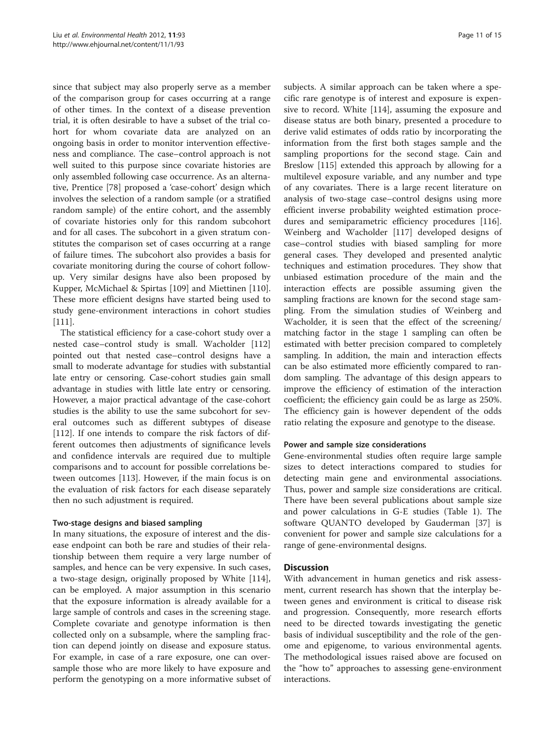since that subject may also properly serve as a member of the comparison group for cases occurring at a range of other times. In the context of a disease prevention trial, it is often desirable to have a subset of the trial cohort for whom covariate data are analyzed on an ongoing basis in order to monitor intervention effectiveness and compliance. The case–control approach is not well suited to this purpose since covariate histories are only assembled following case occurrence. As an alternative, Prentice [78] proposed a 'case-cohort' design which involves the selection of a random sample (or a stratified random sample) of the entire cohort, and the assembly of covariate histories only for this random subcohort and for all cases. The subcohort in a given stratum constitutes the comparison set of cases occurring at a range of failure times. The subcohort also provides a basis for covariate monitoring during the course of cohort follow-up. Very similar designs have also been proposed by Kupper, McMichael & Spirtas [109] and Miettinen [110]. These more efficient designs have started being used to study gene-environment interactions in cohort studies [111].

The statistical efficiency for a case-cohort study over a nested case–control study is small. Wacholder [112] pointed out that nested case–control designs have a small to moderate advantage for studies with substantial late entry or censoring. Case-cohort studies gain small advantage in studies with little late entry or censoring. However, a major practical advantage of the case-cohort studies is the ability to use the same subcohort for several outcomes such as different subtypes of disease [112]. If one intends to compare the risk factors of different outcomes then adjustments of significance levels and confidence intervals are required due to multiple comparisons and to account for possible correlations between outcomes [113]. However, if the main focus is on the evaluation of risk factors for each disease separately then no such adjustment is required.

#### Two-stage designs and biased sampling

In many situations, the exposure of interest and the disease endpoint can both be rare and studies of their relationship between them require a very large number of samples, and hence can be very expensive. In such cases, a two-stage design, originally proposed by White [114], can be employed. A major assumption in this scenario that the exposure information is already available for a large sample of controls and cases in the screening stage. Complete covariate and genotype information is then collected only on a subsample, where the sampling fraction can depend jointly on disease and exposure status. For example, in case of a rare exposure, one can oversample those who are more likely to have exposure and perform the genotyping on a more informative subset of subjects. A similar approach can be taken where a specific rare genotype is of interest and exposure is expensive to record. White [114], assuming the exposure and disease status are both binary, presented a procedure to derive valid estimates of odds ratio by incorporating the information from the first both stages sample and the sampling proportions for the second stage. Cain and Breslow [115] extended this approach by allowing for a multilevel exposure variable, and any number and type of any covariates. There is a large recent literature on analysis of two-stage case–control designs using more efficient inverse probability weighted estimation procedures and semiparametric efficiency procedures [116]. Weinberg and Wacholder [117] developed designs of case–control studies with biased sampling for more general cases. They developed and presented analytic techniques and estimation procedures. They show that unbiased estimation procedure of the main and the interaction effects are possible assuming given the sampling fractions are known for the second stage sampling. From the simulation studies of Weinberg and Wacholder, it is seen that the effect of the screening/matching factor in the stage 1 sampling can often be estimated with better precision compared to completely sampling. In addition, the main and interaction effects can be also estimated more efficiently compared to random sampling. The advantage of this design appears to improve the efficiency of estimation of the interaction coefficient; the efficiency gain could be as large as 250%. The efficiency gain is however dependent of the odds ratio relating the exposure and genotype to the disease.

#### Power and sample size considerations

Gene-environmental studies often require large sample sizes to detect interactions compared to studies for detecting main gene and environmental associations. Thus, power and sample size considerations are critical. There have been several publications about sample size and power calculations in G-E studies (Table 1). The software QUANTO developed by Gauderman [37] is convenient for power and sample size calculations for a range of gene-environmental designs.

## Discussion

With advancement in human genetics and risk assessment, current research has shown that the interplay between genes and environment is critical to disease risk and progression. Consequently, more research efforts need to be directed towards investigating the genetic basis of individual susceptibility and the role of the genome and epigenome, to various environmental agents. The methodological issues raised above are focused on the "how to" approaches to assessing gene-environment interactions.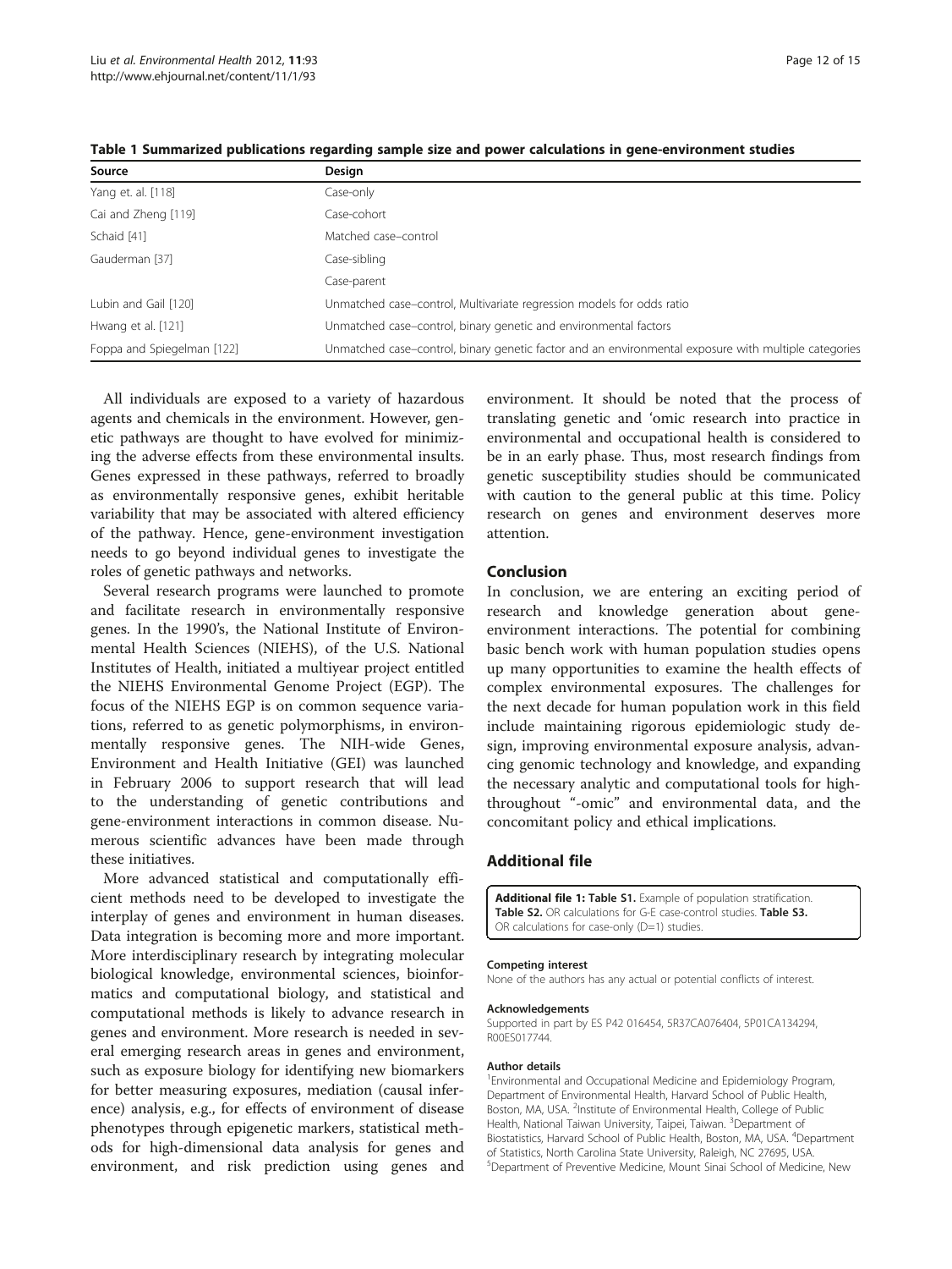**Table 1 Summarized publications regarding sample size and power calculations in gene-environment studies**

| Source | Design |
|---|---|
| Yang et. al. [118] | Case-only |
| Cai and Zheng [119] | Case-cohort |
| Schaid [41] | Matched case–control |
| Gauderman [37] | Case-sibling |
| | Case-parent |
| Lubin and Gail [120] | Unmatched case–control, Multivariate regression models for odds ratio |
| Hwang et al. [121] | Unmatched case–control, binary genetic and environmental factors |
| Foppa and Spiegelman [122] | Unmatched case–control, binary genetic factor and an environmental exposure with multiple categories |

All individuals are exposed to a variety of hazardous agents and chemicals in the environment. However, genetic pathways are thought to have evolved for minimizing the adverse effects from these environmental insults. Genes expressed in these pathways, referred to broadly as environmentally responsive genes, exhibit heritable variability that may be associated with altered efficiency of the pathway. Hence, gene-environment investigation needs to go beyond individual genes to investigate the roles of genetic pathways and networks.

Several research programs were launched to promote and facilitate research in environmentally responsive genes. In the 1990's, the National Institute of Environmental Health Sciences (NIEHS), of the U.S. National Institutes of Health, initiated a multiyear project entitled the NIEHS Environmental Genome Project (EGP). The focus of the NIEHS EGP is on common sequence variations, referred to as genetic polymorphisms, in environmentally responsive genes. The NIH-wide Genes, Environment and Health Initiative (GEI) was launched in February 2006 to support research that will lead to the understanding of genetic contributions and gene-environment interactions in common disease. Numerous scientific advances have been made through these initiatives.

More advanced statistical and computationally efficient methods need to be developed to investigate the interplay of genes and environment in human diseases. Data integration is becoming more and more important. More interdisciplinary research by integrating molecular biological knowledge, environmental sciences, bioinformatics and computational biology, and statistical and computational methods is likely to advance research in genes and environment. More research is needed in several emerging research areas in genes and environment, such as exposure biology for identifying new biomarkers for better measuring exposures, mediation (causal inference) analysis, e.g., for effects of environment of disease phenotypes through epigenetic markers, statistical methods for high-dimensional data analysis for genes and environment, and risk prediction using genes and environment. It should be noted that the process of translating genetic and 'omic research into practice in environmental and occupational health is considered to be in an early phase. Thus, most research findings from genetic susceptibility studies should be communicated with caution to the general public at this time. Policy research on genes and environment deserves more attention.

## Conclusion

In conclusion, we are entering an exciting period of research and knowledge generation about gene-environment interactions. The potential for combining basic bench work with human population studies opens up many opportunities to examine the health effects of complex environmental exposures. The challenges for the next decade for human population work in this field include maintaining rigorous epidemiologic study design, improving environmental exposure analysis, advancing genomic technology and knowledge, and expanding the necessary analytic and computational tools for high-throughout "-omic" and environmental data, and the concomitant policy and ethical implications.

## Additional file

**Additional file 1: Table S1.** Example of population stratification. **Table S2.** OR calculations for G-E case-control studies. **Table S3.** OR calculations for case-only (D=1) studies.

#### Competing interest

None of the authors has any actual or potential conflicts of interest.

#### Acknowledgements

Supported in part by ES P42 016454, 5R37CA076404, 5P01CA134294, R00ES017744.

#### Author details

[1]Environmental and Occupational Medicine and Epidemiology Program, Department of Environmental Health, Harvard School of Public Health, Boston, MA, USA. [2]Institute of Environmental Health, College of Public Health, National Taiwan University, Taipei, Taiwan. [3]Department of Biostatistics, Harvard School of Public Health, Boston, MA, USA. [4]Department of Statistics, North Carolina State University, Raleigh, NC 27695, USA. [5]Department of Preventive Medicine, Mount Sinai School of Medicine, New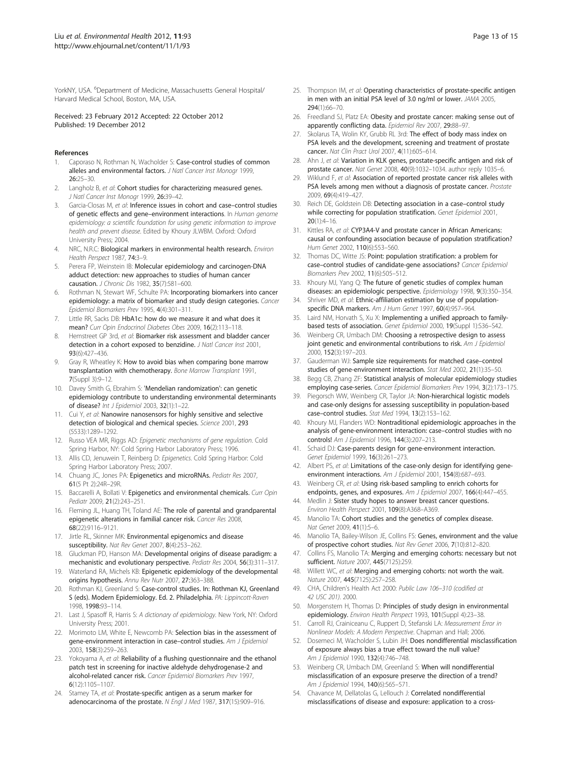YorkNY, USA. [6]Department of Medicine, Massachusetts General Hospital/ Harvard Medical School, Boston, MA, USA.

Received: 23 February 2012 Accepted: 22 October 2012
Published: 19 December 2012

## References

1. Caporaso N, Rothman N, Wacholder S: **Case-control studies of common alleles and environmental factors.** *J Natl Cancer Inst Monogr* 1999, **26:**25–30.
2. Langholz B, *et al*: **Cohort studies for characterizing measured genes.** *J Natl Cancer Inst Monogr* 1999, **26:**39–42.
3. Garcia-Closas M, *et al*: **Inference issues in cohort and case–control studies of genetic effects and gene–environment interactions.** In *Human genome epidemiology: a scientific foundation for using genetic information to improve health and prevent disease*. Edited by Khoury JLWBM. Oxford: Oxford University Press; 2004.
4. NRC, N.R.C: **Biological markers in environmental health research.** *Environ Health Perspect* 1987, **74:**3–9.
5. Perera FP, Weinstein IB: **Molecular epidemiology and carcinogen-DNA adduct detection: new approaches to studies of human cancer causation.** *J Chronic Dis* 1982, **35**(7):581–600.
6. Rothman N, Stewart WF, Schulte PA: **Incorporating biomarkers into cancer epidemiology: a matrix of biomarker and study design categories.** *Cancer Epidemiol Biomarkers Prev* 1995, **4**(4):301–311.
7. Little RR, Sacks DB: **HbA1c: how do we measure it and what does it mean?** *Curr Opin Endocrinol Diabetes Obes* 2009, **16**(2):113–118.
8. Hemstreet GP 3rd, *et al*: **Biomarker risk assessment and bladder cancer detection in a cohort exposed to benzidine.** *J Natl Cancer Inst* 2001, **93**(6):427–436.
9. Gray R, Wheatley K: **How to avoid bias when comparing bone marrow transplantation with chemotherapy.** *Bone Marrow Transplant* 1991, **7**(Suppl 3):9–12.
10. Davey Smith G, Ebrahim S: **'Mendelian randomization': can genetic epidemiology contribute to understanding environmental determinants of disease?** *Int J Epidemiol* 2003, **32**(1):1–22.
11. Cui Y, *et al*: **Nanowire nanosensors for highly sensitive and selective detection of biological and chemical species.** *Science* 2001, **293** (5533):1289–1292.
12. Russo VEA MR, Riggs AD: *Epigenetic mechanisms of gene regulation*. Cold Spring Harbor, NY: Cold Spring Harbor Laboratory Press; 1996.
13. Allis CD, Jenuwein T, Reinberg D: *Epigenetics*. Cold Spring Harbor: Cold Spring Harbor Laboratory Press; 2007.
14. Chuang JC, Jones PA: **Epigenetics and microRNAs.** *Pediatr Res* 2007, **61**(5 Pt 2):24R–29R.
15. Baccarelli A, Bollati V: **Epigenetics and environmental chemicals.** *Curr Opin Pediatr* 2009, **21**(2):243–251.
16. Fleming JL, Huang TH, Toland AE: **The role of parental and grandparental epigenetic alterations in familial cancer risk.** *Cancer Res* 2008, **68**(22):9116–9121.
17. Jirtle RL, Skinner MK: **Environmental epigenomics and disease susceptibility.** *Nat Rev Genet* 2007, **8**(4):253–262.
18. Gluckman PD, Hanson MA: **Developmental origins of disease paradigm: a mechanistic and evolutionary perspective.** *Pediatr Res* 2004, **56**(3):311–317.
19. Waterland RA, Michels KB: **Epigenetic epidemiology of the developmental origins hypothesis.** *Annu Rev Nutr* 2007, **27:**363–388.
20. Rothman KJ, Greenland S: **Case-control studies. In: Rothman KJ, Greenland S (eds). Modern Epidemiology. Ed. 2. Philadelphia.** *PA: Lippincott-Raven* 1998, **1998:**93–114.
21. Last J, Spasoff R, Harris S: *A dictionary of epidemiology*. New York, NY: Oxford University Press; 2001.
22. Morimoto LM, White E, Newcomb PA: **Selection bias in the assessment of gene-environment interaction in case–control studies.** *Am J Epidemiol* 2003, **158**(3):259–263.
23. Yokoyama A, *et al*: **Reliability of a flushing questionnaire and the ethanol patch test in screening for inactive aldehyde dehydrogenase-2 and alcohol-related cancer risk.** *Cancer Epidemiol Biomarkers Prev* 1997, **6**(12):1105–1107.
24. Stamey TA, *et al*: **Prostate-specific antigen as a serum marker for adenocarcinoma of the prostate.** *N Engl J Med* 1987, **317**(15):909–916.
25. Thompson IM, *et al*: **Operating characteristics of prostate-specific antigen in men with an initial PSA level of 3.0 ng/ml or lower.** *JAMA* 2005, **294**(1):66–70.
26. Freedland SJ, Platz EA: **Obesity and prostate cancer: making sense out of apparently conflicting data.** *Epidemiol Rev* 2007, **29:**88–97.
27. Skolarus TA, Wolin KY, Grubb RL 3rd: **The effect of body mass index on PSA levels and the development, screening and treatment of prostate cancer.** *Nat Clin Pract Urol* 2007, **4**(11):605–614.
28. Ahn J, *et al*: **Variation in KLK genes, prostate-specific antigen and risk of prostate cancer.** *Nat Genet* 2008, **40**(9):1032–1034. author reply 1035–6.
29. Wiklund F, *et al*: **Association of reported prostate cancer risk alleles with PSA levels among men without a diagnosis of prostate cancer.** *Prostate* 2009, **69**(4):419–427.
30. Reich DE, Goldstein DB: **Detecting association in a case–control study while correcting for population stratification.** *Genet Epidemiol* 2001, **20**(1):4–16.
31. Kittles RA, *et al*: **CYP3A4-V and prostate cancer in African Americans: causal or confounding association because of population stratification?** *Hum Genet* 2002, **110**(6):553–560.
32. Thomas DC, Witte JS: **Point: population stratification: a problem for case–control studies of candidate-gene associations?** *Cancer Epidemiol Biomarkers Prev* 2002, **11**(6):505–512.
33. Khoury MJ, Yang Q: **The future of genetic studies of complex human diseases: an epidemiologic perspective.** *Epidemiology* 1998, **9**(3):350–354.
34. Shriver MD, *et al*: **Ethnic-affiliation estimation by use of population-specific DNA markers.** *Am J Hum Genet* 1997, **60**(4):957–964.
35. Laird NM, Horvath S, Xu X: **Implementing a unified approach to family-based tests of association.** *Genet Epidemiol* 2000, **19**(Suppl 1):S36–S42.
36. Weinberg CR, Umbach DM: **Choosing a retrospective design to assess joint genetic and environmental contributions to risk.** *Am J Epidemiol* 2000, **152**(3):197–203.
37. Gauderman WJ: **Sample size requirements for matched case–control studies of gene-environment interaction.** *Stat Med* 2002, **21**(1):35–50.
38. Begg CB, Zhang ZF: **Statistical analysis of molecular epidemiology studies employing case-series.** *Cancer Epidemiol Biomarkers Prev* 1994, **3**(2):173–175.
39. Piegorsch WW, Weinberg CR, Taylor JA: **Non-hierarchical logistic models and case-only designs for assessing susceptibility in population-based case–control studies.** *Stat Med* 1994, **13**(2):153–162.
40. Khoury MJ, Flanders WD: **Nontraditional epidemiologic approaches in the analysis of gene-environment interaction: case–control studies with no controls!** *Am J Epidemiol* 1996, **144**(3):207–213.
41. Schaid DJ: **Case-parents design for gene-environment interaction.** *Genet Epidemiol* 1999, **16**(3):261–273.
42. Albert PS, *et al*: **Limitations of the case-only design for identifying gene-environment interactions.** *Am J Epidemiol* 2001, **154**(8):687–693.
43. Weinberg CR, *et al*: **Using risk-based sampling to enrich cohorts for endpoints, genes, and exposures.** *Am J Epidemiol* 2007, **166**(4):447–455.
44. Medlin J: **Sister study hopes to answer breast cancer questions.** *Environ Health Perspect* 2001, **109**(8):A368–A369.
45. Manolio TA: **Cohort studies and the genetics of complex disease.** *Nat Genet* 2009, **41**(1):5–6.
46. Manolio TA, Bailey-Wilson JE, Collins FS: **Genes, environment and the value of prospective cohort studies.** *Nat Rev Genet* 2006, **7**(10):812–820.
47. Collins FS, Manolio TA: **Merging and emerging cohorts: necessary but not sufficient.** *Nature* 2007, **445**(7125):259.
48. Willett WC, *et al*: **Merging and emerging cohorts: not worth the wait.** *Nature* 2007, **445**(7125):257–258.
49. CHA, Children's Health Act 2000: *Public Law 106–310 (codified at 42 USC 201)*. 2000.
50. Morgenstern H, Thomas D: **Principles of study design in environmental epidemiology.** *Environ Health Perspect* 1993, **101**(Suppl 4):23–38.
51. Carroll RJ, Crainiceanu C, Ruppert D, Stefanski LA: *Measurement Error in Nonlinear Models: A Modern Perspective*. Chapman and Hall; 2006.
52. Dosemeci M, Wacholder S, Lubin JH: **Does nondifferential misclassification of exposure always bias a true effect toward the null value?** *Am J Epidemiol* 1990, **132**(4):746–748.
53. Weinberg CR, Umbach DM, Greenland S: **When will nondifferential misclassification of an exposure preserve the direction of a trend?** *Am J Epidemiol* 1994, **140**(6):565–571.
54. Chavance M, Dellatolas G, Lellouch J: **Correlated nondifferential misclassifications of disease and exposure: application to a cross-**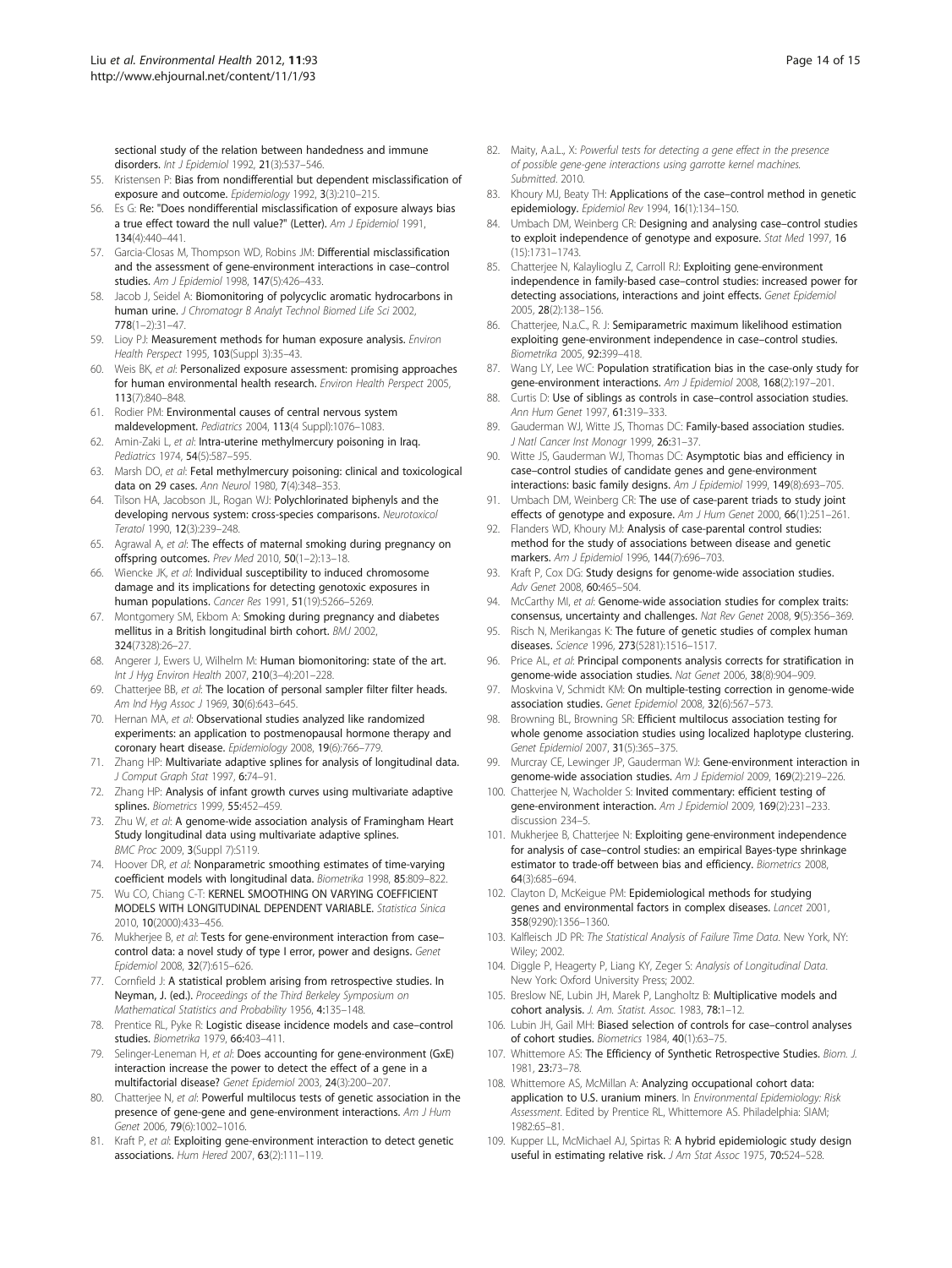sectional study of the relation between handedness and immune disorders. *Int J Epidemiol* 1992, **21**(3):537–546.

55. Kristensen P: **Bias from nondifferential but dependent misclassification of exposure and outcome.** *Epidemiology* 1992, **3**(3):210–215.
56. Es G: **Re: "Does nondifferential misclassification of exposure always bias a true effect toward the null value?" (Letter).** *Am J Epidemiol* 1991, **134**(4):440–441.
57. Garcia-Closas M, Thompson WD, Robins JM: **Differential misclassification and the assessment of gene-environment interactions in case–control studies.** *Am J Epidemiol* 1998, **147**(5):426–433.
58. Jacob J, Seidel A: **Biomonitoring of polycyclic aromatic hydrocarbons in human urine.** *J Chromatogr B Analyt Technol Biomed Life Sci* 2002, **778**(1–2):31–47.
59. Lioy PJ: **Measurement methods for human exposure analysis.** *Environ Health Perspect* 1995, **103**(Suppl 3):35–43.
60. Weis BK, *et al*: **Personalized exposure assessment: promising approaches for human environmental health research.** *Environ Health Perspect* 2005, **113**(7):840–848.
61. Rodier PM: **Environmental causes of central nervous system maldevelopment.** *Pediatrics* 2004, **113**(4 Suppl):1076–1083.
62. Amin-Zaki L, *et al*: **Intra-uterine methylmercury poisoning in Iraq.** *Pediatrics* 1974, **54**(5):587–595.
63. Marsh DO, *et al*: **Fetal methylmercury poisoning: clinical and toxicological data on 29 cases.** *Ann Neurol* 1980, **7**(4):348–353.
64. Tilson HA, Jacobson JL, Rogan WJ: **Polychlorinated biphenyls and the developing nervous system: cross-species comparisons.** *Neurotoxicol Teratol* 1990, **12**(3):239–248.
65. Agrawal A, *et al*: **The effects of maternal smoking during pregnancy on offspring outcomes.** *Prev Med* 2010, **50**(1–2):13–18.
66. Wiencke JK, *et al*: **Individual susceptibility to induced chromosome damage and its implications for detecting genotoxic exposures in human populations.** *Cancer Res* 1991, **51**(19):5266–5269.
67. Montgomery SM, Ekbom A: **Smoking during pregnancy and diabetes mellitus in a British longitudinal birth cohort.** *BMJ* 2002, **324**(7328):26–27.
68. Angerer J, Ewers U, Wilhelm M: **Human biomonitoring: state of the art.** *Int J Hyg Environ Health* 2007, **210**(3–4):201–228.
69. Chatterjee BB, *et al*: **The location of personal sampler filter filter heads.** *Am Ind Hyg Assoc J* 1969, **30**(6):643–645.
70. Hernan MA, *et al*: **Observational studies analyzed like randomized experiments: an application to postmenopausal hormone therapy and coronary heart disease.** *Epidemiology* 2008, **19**(6):766–779.
71. Zhang HP: **Multivariate adaptive splines for analysis of longitudinal data.** *J Comput Graph Stat* 1997, **6**:74–91.
72. Zhang HP: **Analysis of infant growth curves using multivariate adaptive splines.** *Biometrics* 1999, **55**:452–459.
73. Zhu W, *et al*: **A genome-wide association analysis of Framingham Heart Study longitudinal data using multivariate adaptive splines.** *BMC Proc* 2009, **3**(Suppl 7):S119.
74. Hoover DR, *et al*: **Nonparametric smoothing estimates of time-varying coefficient models with longitudinal data.** *Biometrika* 1998, **85**:809–822.
75. Wu CO, Chiang C-T: **KERNEL SMOOTHING ON VARYING COEFFICIENT MODELS WITH LONGITUDINAL DEPENDENT VARIABLE.** *Statistica Sinica* 2010, **10**(2000):433–456.
76. Mukherjee B, *et al*: **Tests for gene-environment interaction from case–control data: a novel study of type I error, power and designs.** *Genet Epidemiol* 2008, **32**(7):615–626.
77. Cornfield J: **A statistical problem arising from retrospective studies.** In **Neyman, J. (ed.).** *Proceedings of the Third Berkeley Symposium on Mathematical Statistics and Probability* 1956, **4:**135–148.
78. Prentice RL, Pyke R: **Logistic disease incidence models and case–control studies.** *Biometrika* 1979, **66**:403–411.
79. Selinger-Leneman H, *et al*: **Does accounting for gene-environment (GxE) interaction increase the power to detect the effect of a gene in a multifactorial disease?** *Genet Epidemiol* 2003, **24**(3):200–207.
80. Chatterjee N, *et al*: **Powerful multilocus tests of genetic association in the presence of gene-gene and gene-environment interactions.** *Am J Hum Genet* 2006, **79**(6):1002–1016.
81. Kraft P, *et al*: **Exploiting gene-environment interaction to detect genetic associations.** *Hum Hered* 2007, **63**(2):111–119.
82. Maity, A.a.L., X: *Powerful tests for detecting a gene effect in the presence of possible gene-gene interactions using garrotte kernel machines. Submitted.* 2010.
83. Khoury MJ, Beaty TH: **Applications of the case–control method in genetic epidemiology.** *Epidemiol Rev* 1994, **16**(1):134–150.
84. Umbach DM, Weinberg CR: **Designing and analysing case–control studies to exploit independence of genotype and exposure.** *Stat Med* 1997, **16** (15):1731–1743.
85. Chatterjee N, Kalaylioglu Z, Carroll RJ: **Exploiting gene-environment independence in family-based case–control studies: increased power for detecting associations, interactions and joint effects.** *Genet Epidemiol* 2005, **28**(2):138–156.
86. Chatterjee, N.a.C., R. J: **Semiparametric maximum likelihood estimation exploiting gene-environment independence in case–control studies.** *Biometrika* 2005, **92:**399–418.
87. Wang LY, Lee WC: **Population stratification bias in the case-only study for gene-environment interactions.** *Am J Epidemiol* 2008, **168**(2):197–201.
88. Curtis D: **Use of siblings as controls in case–control association studies.** *Ann Hum Genet* 1997, **61**:319–333.
89. Gauderman WJ, Witte JS, Thomas DC: **Family-based association studies.** *J Natl Cancer Inst Monogr* 1999, **26**:31–37.
90. Witte JS, Gauderman WJ, Thomas DC: **Asymptotic bias and efficiency in case–control studies of candidate genes and gene-environment interactions: basic family designs.** *Am J Epidemiol* 1999, **149**(8):693–705.
91. Umbach DM, Weinberg CR: **The use of case-parent triads to study joint effects of genotype and exposure.** *Am J Hum Genet* 2000, **66**(1):251–261.
92. Flanders WD, Khoury MJ: **Analysis of case-parental control studies: method for the study of associations between disease and genetic markers.** *Am J Epidemiol* 1996, **144**(7):696–703.
93. Kraft P, Cox DG: **Study designs for genome-wide association studies.** *Adv Genet* 2008, **60**:465–504.
94. McCarthy MI, *et al*: **Genome-wide association studies for complex traits: consensus, uncertainty and challenges.** *Nat Rev Genet* 2008, **9**(5):356–369.
95. Risch N, Merikangas K: **The future of genetic studies of complex human diseases.** *Science* 1996, **273**(5281):1516–1517.
96. Price AL, *et al*: **Principal components analysis corrects for stratification in genome-wide association studies.** *Nat Genet* 2006, **38**(8):904–909.
97. Moskvina V, Schmidt KM: **On multiple-testing correction in genome-wide association studies.** *Genet Epidemiol* 2008, **32**(6):567–573.
98. Browning BL, Browning SR: **Efficient multilocus association testing for whole genome association studies using localized haplotype clustering.** *Genet Epidemiol* 2007, **31**(5):365–375.
99. Murcray CE, Lewinger JP, Gauderman WJ: **Gene-environment interaction in genome-wide association studies.** *Am J Epidemiol* 2009, **169**(2):219–226.
100. Chatterjee N, Wacholder S: **Invited commentary: efficient testing of gene-environment interaction.** *Am J Epidemiol* 2009, **169**(2):231–233. discussion 234–5.
101. Mukherjee B, Chatterjee N: **Exploiting gene-environment independence for analysis of case–control studies: an empirical Bayes-type shrinkage estimator to trade-off between bias and efficiency.** *Biometrics* 2008, **64**(3):685–694.
102. Clayton D, McKeigue PM: **Epidemiological methods for studying genes and environmental factors in complex diseases.** *Lancet* 2001, **358**(9290):1356–1360.
103. Kalfleisch JD PR: *The Statistical Analysis of Failure Time Data.* New York, NY: Wiley; 2002.
104. Diggle P, Heagerty P, Liang KY, Zeger S: *Analysis of Longitudinal Data.* New York: Oxford University Press; 2002.
105. Breslow NE, Lubin JH, Marek P, Langholtz B: **Multiplicative models and cohort analysis.** *J. Am. Statist. Assoc.* 1983, **78:**1–12.
106. Lubin JH, Gail MH: **Biased selection of controls for case–control analyses of cohort studies.** *Biometrics* 1984, **40**(1):63–75.
107. Whittemore AS: **The Efficiency of Synthetic Retrospective Studies.** *Biom. J.* 1981, **23:**73–78.
108. Whittemore AS, McMillan A: **Analyzing occupational cohort data: application to U.S. uranium miners**. In *Environmental Epidemiology: Risk Assessment*. Edited by Prentice RL, Whittemore AS. Philadelphia: SIAM; 1982:65–81.
109. Kupper LL, McMichael AJ, Spirtas R: **A hybrid epidemiologic study design useful in estimating relative risk.** *J Am Stat Assoc* 1975, **70:**524–528.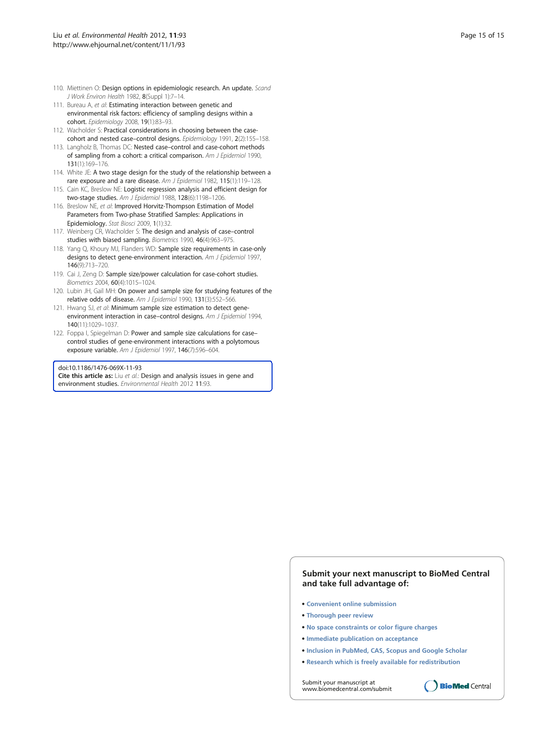110. Miettinen O: Design options in epidemiologic research. An update. *Scand J Work Environ Health* 1982, **8**(Suppl 1):7–14.
111. Bureau A, *et al*: Estimating interaction between genetic and environmental risk factors: efficiency of sampling designs within a cohort. *Epidemiology* 2008, **19**(1):83–93.
112. Wacholder S: Practical considerations in choosing between the case-cohort and nested case–control designs. *Epidemiology* 1991, **2**(2):155–158.
113. Langholz B, Thomas DC: Nested case–control and case-cohort methods of sampling from a cohort: a critical comparison. *Am J Epidemiol* 1990, **131**(1):169–176.
114. White JE: A two stage design for the study of the relationship between a rare exposure and a rare disease. *Am J Epidemiol* 1982, **115**(1):119–128.
115. Cain KC, Breslow NE: Logistic regression analysis and efficient design for two-stage studies. *Am J Epidemiol* 1988, **128**(6):1198–1206.
116. Breslow NE, *et al*: Improved Horvitz-Thompson Estimation of Model Parameters from Two-phase Stratified Samples: Applications in Epidemiology. *Stat Biosci* 2009, **1**(1):32.
117. Weinberg CR, Wacholder S: The design and analysis of case–control studies with biased sampling. *Biometrics* 1990, **46**(4):963–975.
118. Yang Q, Khoury MJ, Flanders WD: Sample size requirements in case-only designs to detect gene-environment interaction. *Am J Epidemiol* 1997, **146**(9):713–720.
119. Cai J, Zeng D: Sample size/power calculation for case-cohort studies. *Biometrics* 2004, **60**(4):1015–1024.
120. Lubin JH, Gail MH: On power and sample size for studying features of the relative odds of disease. *Am J Epidemiol* 1990, **131**(3):552–566.
121. Hwang SJ, *et al*: Minimum sample size estimation to detect gene-environment interaction in case–control designs. *Am J Epidemiol* 1994, **140**(11):1029–1037.
122. Foppa I, Spiegelman D: Power and sample size calculations for case–control studies of gene-environment interactions with a polytomous exposure variable. *Am J Epidemiol* 1997, **146**(7):596–604.

doi:10.1186/1476-069X-11-93
**Cite this article as:** Liu *et al.*: Design and analysis issues in gene and environment studies. *Environmental Health* 2012 **11**:93.